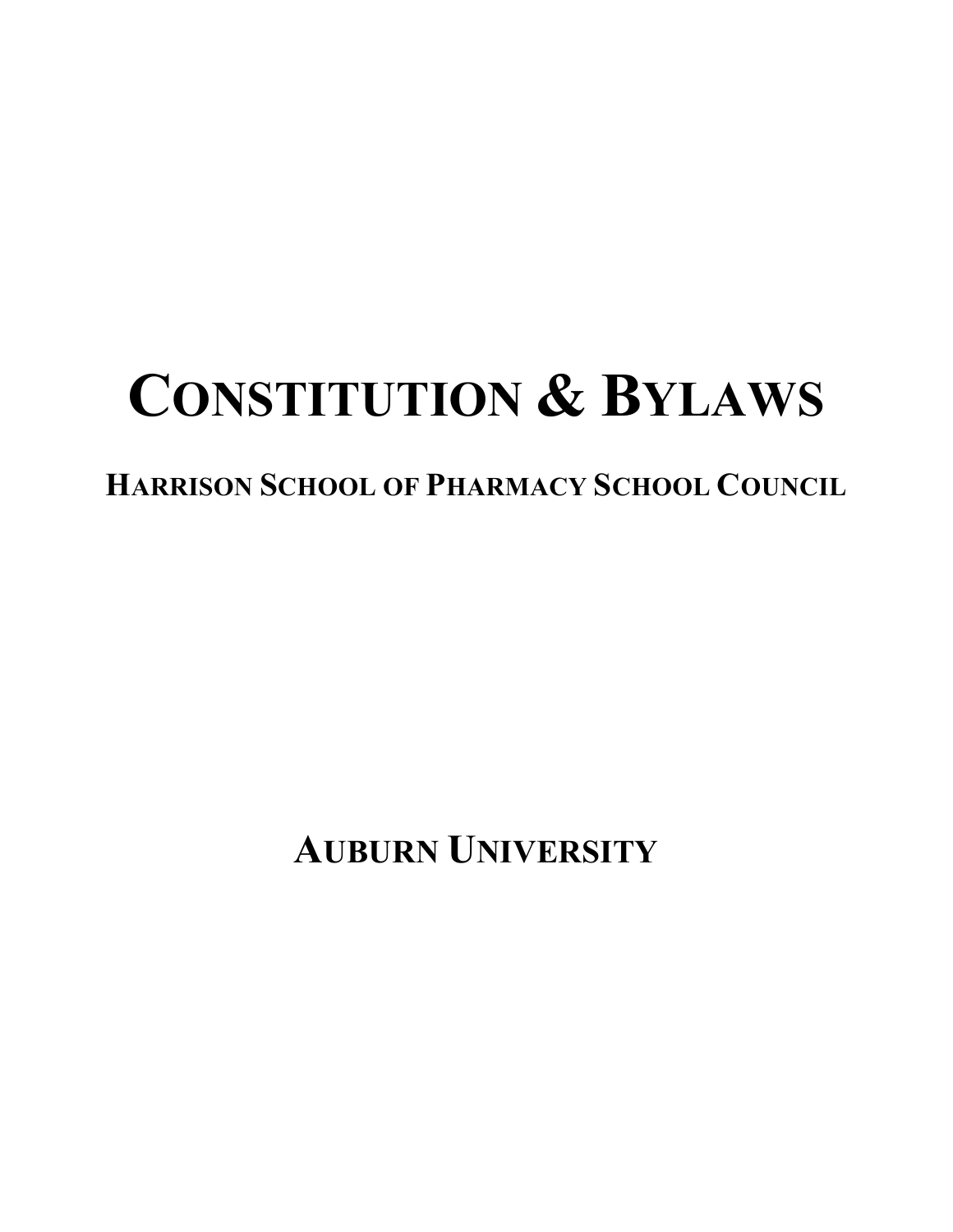# CONSTITUTION & BYLAWS

## HARRISON SCHOOL OF PHARMACY SCHOOL COUNCIL

## AUBURN UNIVERSITY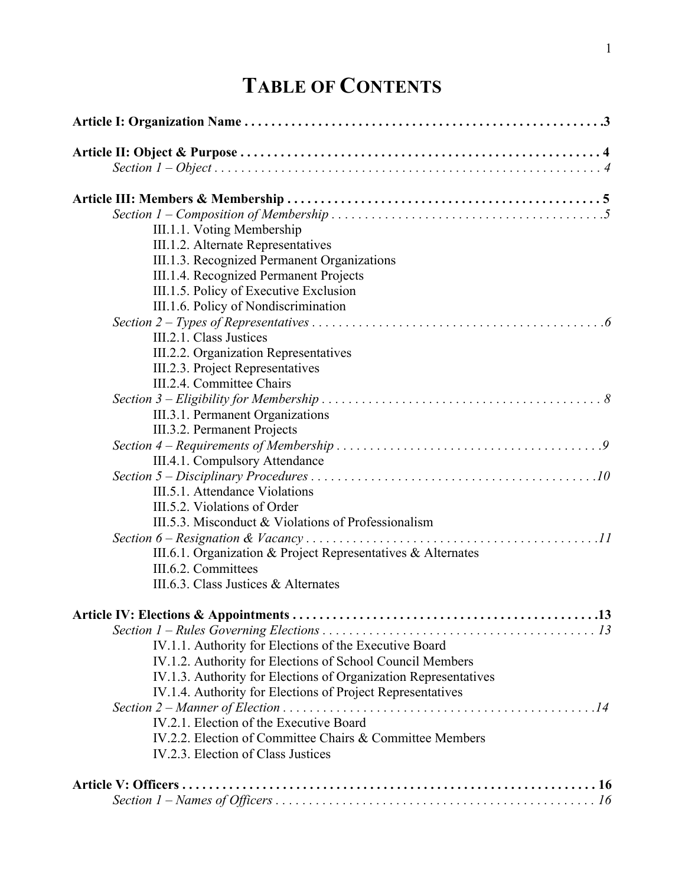# TABLE OF CONTENTS

**Article I: Organization Name . . . . . . . . . . . . . . . . . . . . . . . . . . . . . . . . . . . . . . . . . . . . . . . . . . . .3**

**Article II: Object & Purpose . . . . . . . . . . . . . . . . . . . . . . . . . . . . . . . . . . . . . . . . . . . . . . . . . . . . 4**

*Section 1 – Object . . . . . . . . . . . . . . . . . . . . . . . . . . . . . . . . . . . . . . . . . . . . . . . . . . . . . . . . . . 4*

**Article III: Members & Membership . . . . . . . . . . . . . . . . . . . . . . . . . . . . . . . . . . . . . . . . . . . . . . . 5**

*Section 1 – Composition of Membership . . . . . . . . . . . . . . . . . . . . . . . . . . . . . . . . . . . . . . . . .5*

- III.1.1. Voting Membership
- III.1.2. Alternate Representatives
- III.1.3. Recognized Permanent Organizations
- III.1.4. Recognized Permanent Projects
- III.1.5. Policy of Executive Exclusion
- III.1.6. Policy of Nondiscrimination

*Section 2 – Types of Representatives . . . . . . . . . . . . . . . . . . . . . . . . . . . . . . . . . . . . . . . . . . . .6*

- III.2.1. Class Justices
- III.2.2. Organization Representatives
- III.2.3. Project Representatives
- III.2.4. Committee Chairs

*Section 3 – Eligibility for Membership . . . . . . . . . . . . . . . . . . . . . . . . . . . . . . . . . . . . . . . . . . 8*

- III.3.1. Permanent Organizations
- III.3.2. Permanent Projects

*Section 4 – Requirements of Membership . . . . . . . . . . . . . . . . . . . . . . . . . . . . . . . . . . . . . . . .9*

- III.4.1. Compulsory Attendance

*Section 5 – Disciplinary Procedures . . . . . . . . . . . . . . . . . . . . . . . . . . . . . . . . . . . . . . . . . . .10*

- III.5.1. Attendance Violations
- III.5.2. Violations of Order
- III.5.3. Misconduct & Violations of Professionalism

*Section 6 – Resignation & Vacancy . . . . . . . . . . . . . . . . . . . . . . . . . . . . . . . . . . . . . . . . . . . .11*

- III.6.1. Organization & Project Representatives & Alternates
- III.6.2. Committees
- III.6.3. Class Justices & Alternates

**Article IV: Elections & Appointments . . . . . . . . . . . . . . . . . . . . . . . . . . . . . . . . . . . . . . . . . . . . . .13**

*Section 1 – Rules Governing Elections . . . . . . . . . . . . . . . . . . . . . . . . . . . . . . . . . . . . . . . . . 13*

- IV.1.1. Authority for Elections of the Executive Board
- IV.1.2. Authority for Elections of School Council Members
- IV.1.3. Authority for Elections of Organization Representatives
- IV.1.4. Authority for Elections of Project Representatives

*Section 2 – Manner of Election . . . . . . . . . . . . . . . . . . . . . . . . . . . . . . . . . . . . . . . . . . . . . . .14*

- IV.2.1. Election of the Executive Board
- IV.2.2. Election of Committee Chairs & Committee Members
- IV.2.3. Election of Class Justices

**Article V: Officers . . . . . . . . . . . . . . . . . . . . . . . . . . . . . . . . . . . . . . . . . . . . . . . . . . . . . . . . . . . . . 16**

*Section 1 – Names of Officers . . . . . . . . . . . . . . . . . . . . . . . . . . . . . . . . . . . . . . . . . . . . . . . . 16*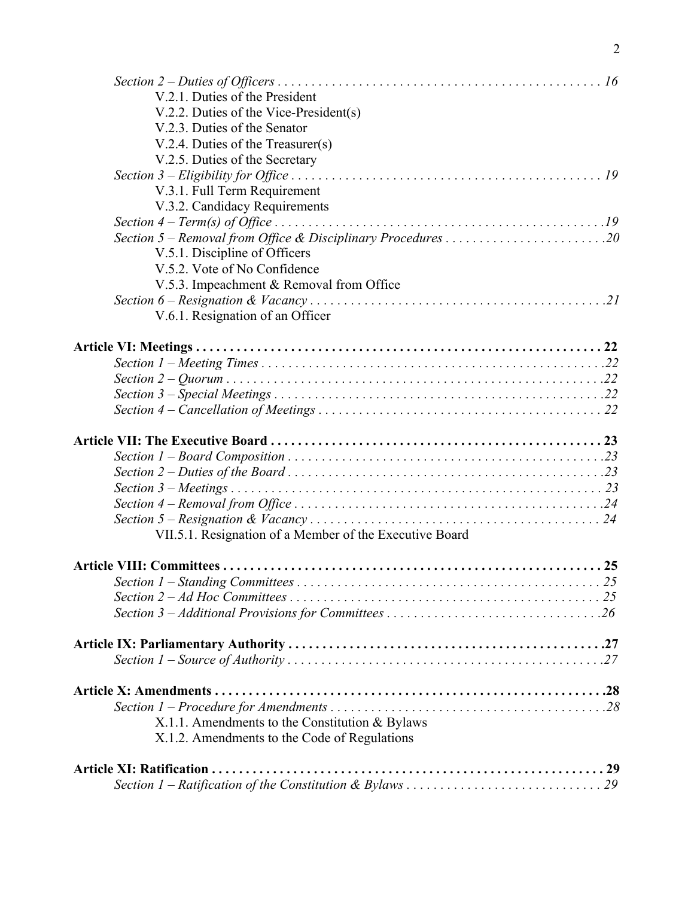*Section 2 – Duties of Officers . . . . . . . . . . . . . . . . . . . . . . . . . . . . . . . . . . . . . . . . . . . . . . . . . 16*

V.2.1. Duties of the President

V.2.2. Duties of the Vice-President(s)

V.2.3. Duties of the Senator

V.2.4. Duties of the Treasurer(s)

V.2.5. Duties of the Secretary

*Section 3 – Eligibility for Office . . . . . . . . . . . . . . . . . . . . . . . . . . . . . . . . . . . . . . . . . . . . . . . 19*

V.3.1. Full Term Requirement

V.3.2. Candidacy Requirements

*Section 4 – Term(s) of Office . . . . . . . . . . . . . . . . . . . . . . . . . . . . . . . . . . . . . . . . . . . . . . . . . .19*

*Section 5 – Removal from Office & Disciplinary Procedures . . . . . . . . . . . . . . . . . . . . . . . .20*

V.5.1. Discipline of Officers

V.5.2. Vote of No Confidence

V.5.3. Impeachment & Removal from Office

*Section 6 – Resignation & Vacancy . . . . . . . . . . . . . . . . . . . . . . . . . . . . . . . . . . . . . . . . . . . .21*

V.6.1. Resignation of an Officer

**Article VI: Meetings . . . . . . . . . . . . . . . . . . . . . . . . . . . . . . . . . . . . . . . . . . . . . . . . . . . . . . . . . . . 22**

*Section 1 – Meeting Times . . . . . . . . . . . . . . . . . . . . . . . . . . . . . . . . . . . . . . . . . . . . . . . . . . . .22*

*Section 2 – Quorum . . . . . . . . . . . . . . . . . . . . . . . . . . . . . . . . . . . . . . . . . . . . . . . . . . . . . . . . .22*

*Section 3 – Special Meetings . . . . . . . . . . . . . . . . . . . . . . . . . . . . . . . . . . . . . . . . . . . . . . . . . .22*

*Section 4 – Cancellation of Meetings . . . . . . . . . . . . . . . . . . . . . . . . . . . . . . . . . . . . . . . . . . 22*

**Article VII: The Executive Board . . . . . . . . . . . . . . . . . . . . . . . . . . . . . . . . . . . . . . . . . . . . . . . . 23**

*Section 1 – Board Composition . . . . . . . . . . . . . . . . . . . . . . . . . . . . . . . . . . . . . . . . . . . . . . . .23*

*Section 2 – Duties of the Board . . . . . . . . . . . . . . . . . . . . . . . . . . . . . . . . . . . . . . . . . . . . . . . .23*

*Section 3 – Meetings . . . . . . . . . . . . . . . . . . . . . . . . . . . . . . . . . . . . . . . . . . . . . . . . . . . . . . . 23*

*Section 4 – Removal from Office . . . . . . . . . . . . . . . . . . . . . . . . . . . . . . . . . . . . . . . . . . . . . .24*

*Section 5 – Resignation & Vacancy . . . . . . . . . . . . . . . . . . . . . . . . . . . . . . . . . . . . . . . . . . . . 24*

VII.5.1. Resignation of a Member of the Executive Board

**Article VIII: Committees . . . . . . . . . . . . . . . . . . . . . . . . . . . . . . . . . . . . . . . . . . . . . . . . . . . . . . . 25**

*Section 1 – Standing Committees . . . . . . . . . . . . . . . . . . . . . . . . . . . . . . . . . . . . . . . . . . . . . . 25*

*Section 2 – Ad Hoc Committees . . . . . . . . . . . . . . . . . . . . . . . . . . . . . . . . . . . . . . . . . . . . . . . 25*

*Section 3 – Additional Provisions for Committees . . . . . . . . . . . . . . . . . . . . . . . . . . . . . . . .26*

**Article IX: Parliamentary Authority . . . . . . . . . . . . . . . . . . . . . . . . . . . . . . . . . . . . . . . . . . . . . . .27**

*Section 1 – Source of Authority . . . . . . . . . . . . . . . . . . . . . . . . . . . . . . . . . . . . . . . . . . . . . . . .27*

**Article X: Amendments . . . . . . . . . . . . . . . . . . . . . . . . . . . . . . . . . . . . . . . . . . . . . . . . . . . . . . . . .28**

*Section 1 – Procedure for Amendments . . . . . . . . . . . . . . . . . . . . . . . . . . . . . . . . . . . . . . . . . .28*

X.1.1. Amendments to the Constitution & Bylaws

X.1.2. Amendments to the Code of Regulations

**Article XI: Ratification . . . . . . . . . . . . . . . . . . . . . . . . . . . . . . . . . . . . . . . . . . . . . . . . . . . . . . . . . 29**

*Section 1 – Ratification of the Constitution & Bylaws . . . . . . . . . . . . . . . . . . . . . . . . . . . . . 29*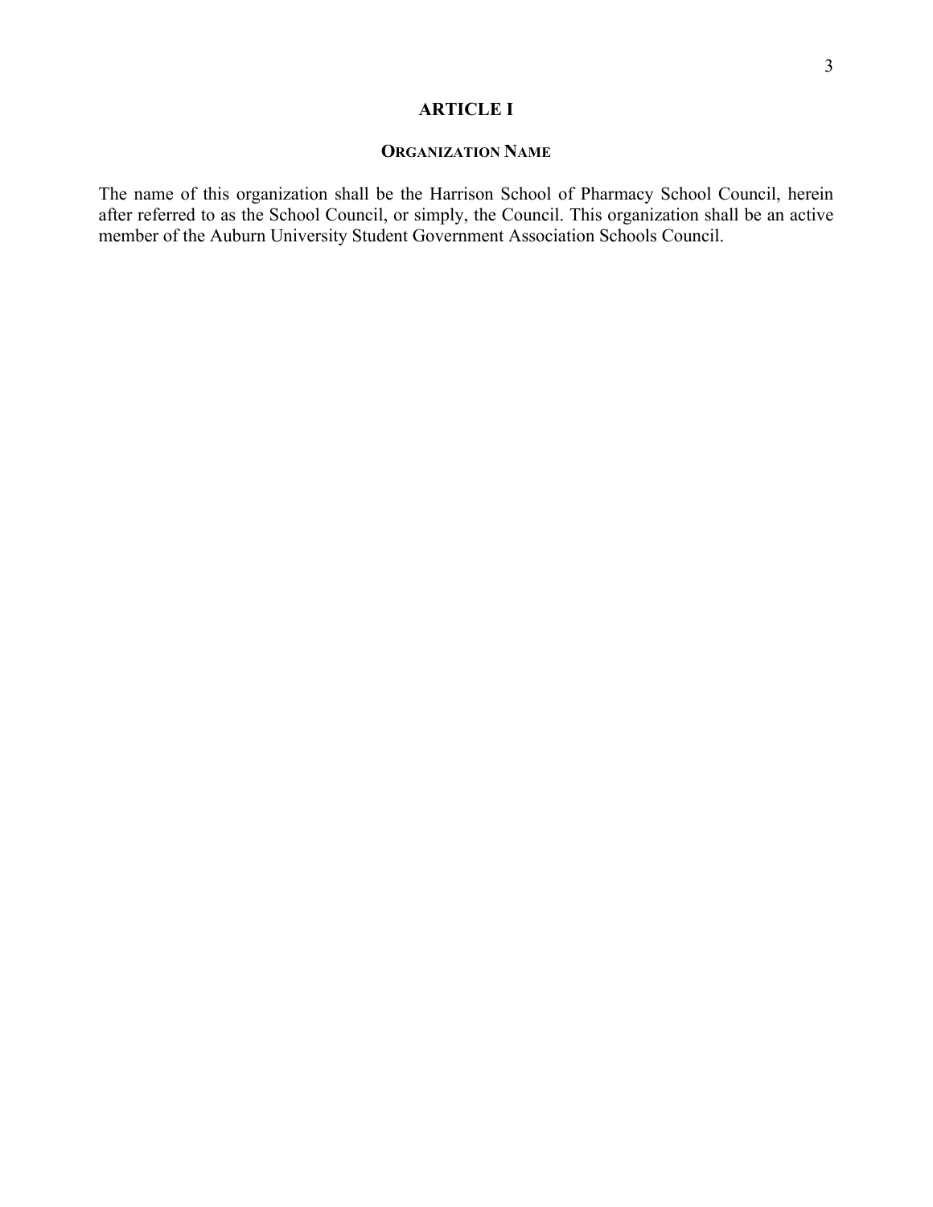# ARTICLE I

## ORGANIZATION NAME

The name of this organization shall be the Harrison School of Pharmacy School Council, herein after referred to as the School Council, or simply, the Council. This organization shall be an active member of the Auburn University Student Government Association Schools Council.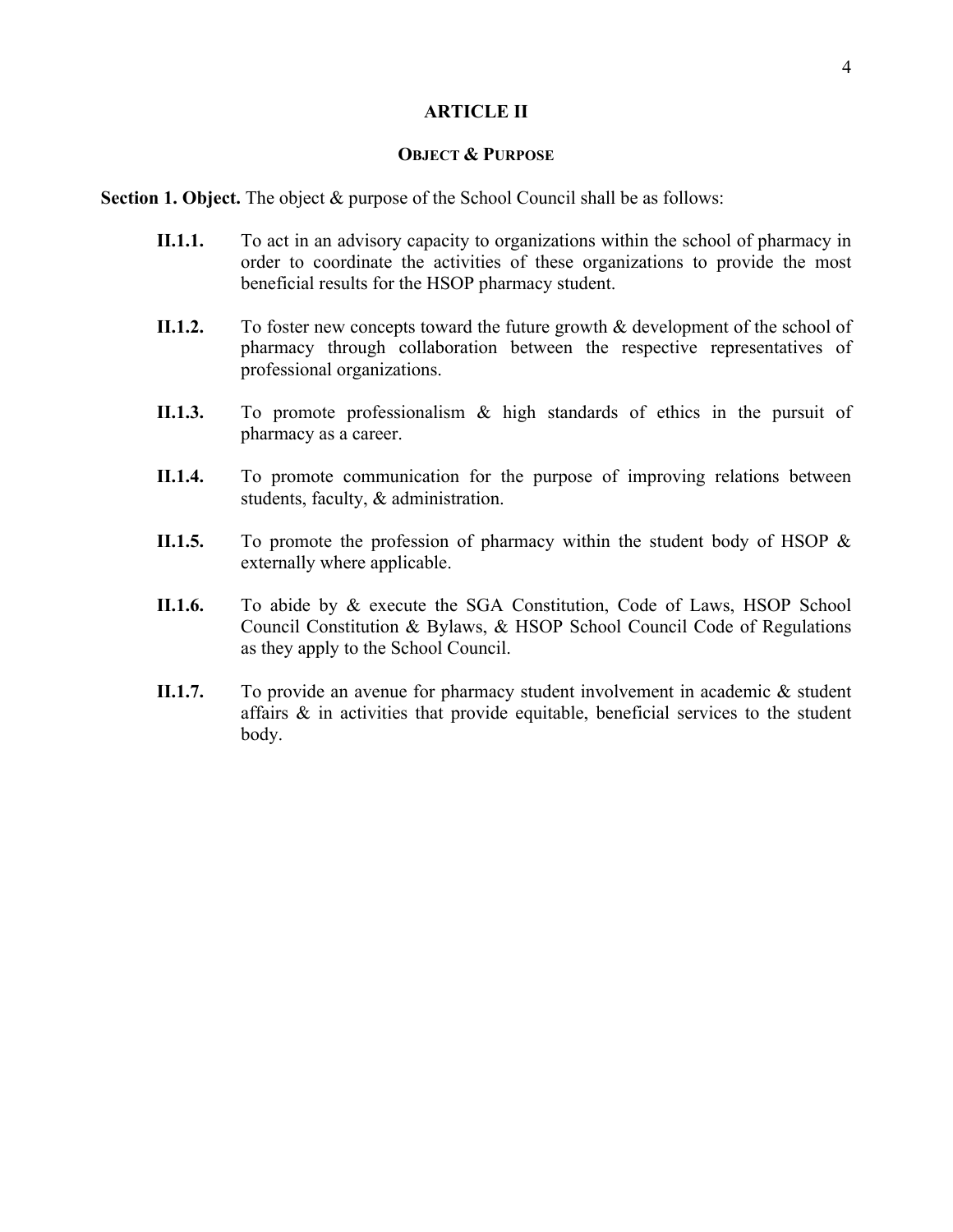# ARTICLE II

## OBJECT & PURPOSE

**Section 1. Object.** The object & purpose of the School Council shall be as follows:

**II.1.1.** To act in an advisory capacity to organizations within the school of pharmacy in order to coordinate the activities of these organizations to provide the most beneficial results for the HSOP pharmacy student.

**II.1.2.** To foster new concepts toward the future growth & development of the school of pharmacy through collaboration between the respective representatives of professional organizations.

**II.1.3.** To promote professionalism & high standards of ethics in the pursuit of pharmacy as a career.

**II.1.4.** To promote communication for the purpose of improving relations between students, faculty, & administration.

**II.1.5.** To promote the profession of pharmacy within the student body of HSOP & externally where applicable.

**II.1.6.** To abide by & execute the SGA Constitution, Code of Laws, HSOP School Council Constitution & Bylaws, & HSOP School Council Code of Regulations as they apply to the School Council.

**II.1.7.** To provide an avenue for pharmacy student involvement in academic & student affairs & in activities that provide equitable, beneficial services to the student body.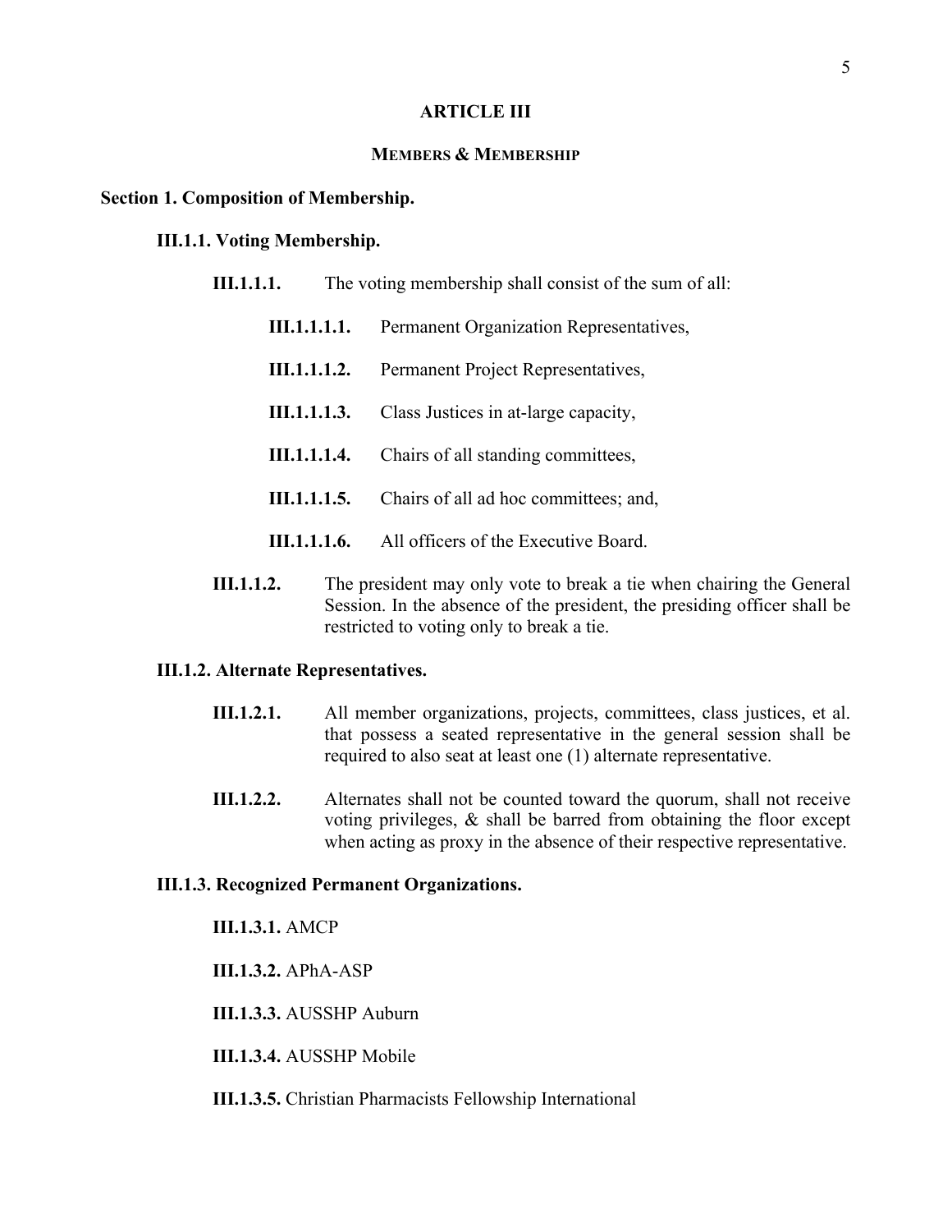# ARTICLE III

## MEMBERS & MEMBERSHIP

### Section 1. Composition of Membership.

#### III.1.1. Voting Membership.

**III.1.1.1.** The voting membership shall consist of the sum of all:

- **III.1.1.1.1.** Permanent Organization Representatives,
- **III.1.1.1.2.** Permanent Project Representatives,
- **III.1.1.1.3.** Class Justices in at-large capacity,
- **III.1.1.1.4.** Chairs of all standing committees,
- **III.1.1.1.5.** Chairs of all ad hoc committees; and,
- **III.1.1.1.6.** All officers of the Executive Board.

**III.1.1.2.** The president may only vote to break a tie when chairing the General Session. In the absence of the president, the presiding officer shall be restricted to voting only to break a tie.

#### III.1.2. Alternate Representatives.

**III.1.2.1.** All member organizations, projects, committees, class justices, et al. that possess a seated representative in the general session shall be required to also seat at least one (1) alternate representative.

**III.1.2.2.** Alternates shall not be counted toward the quorum, shall not receive voting privileges, & shall be barred from obtaining the floor except when acting as proxy in the absence of their respective representative.

#### III.1.3. Recognized Permanent Organizations.

**III.1.3.1.** AMCP

**III.1.3.2.** APhA-ASP

**III.1.3.3.** AUSSHP Auburn

**III.1.3.4.** AUSSHP Mobile

**III.1.3.5.** Christian Pharmacists Fellowship International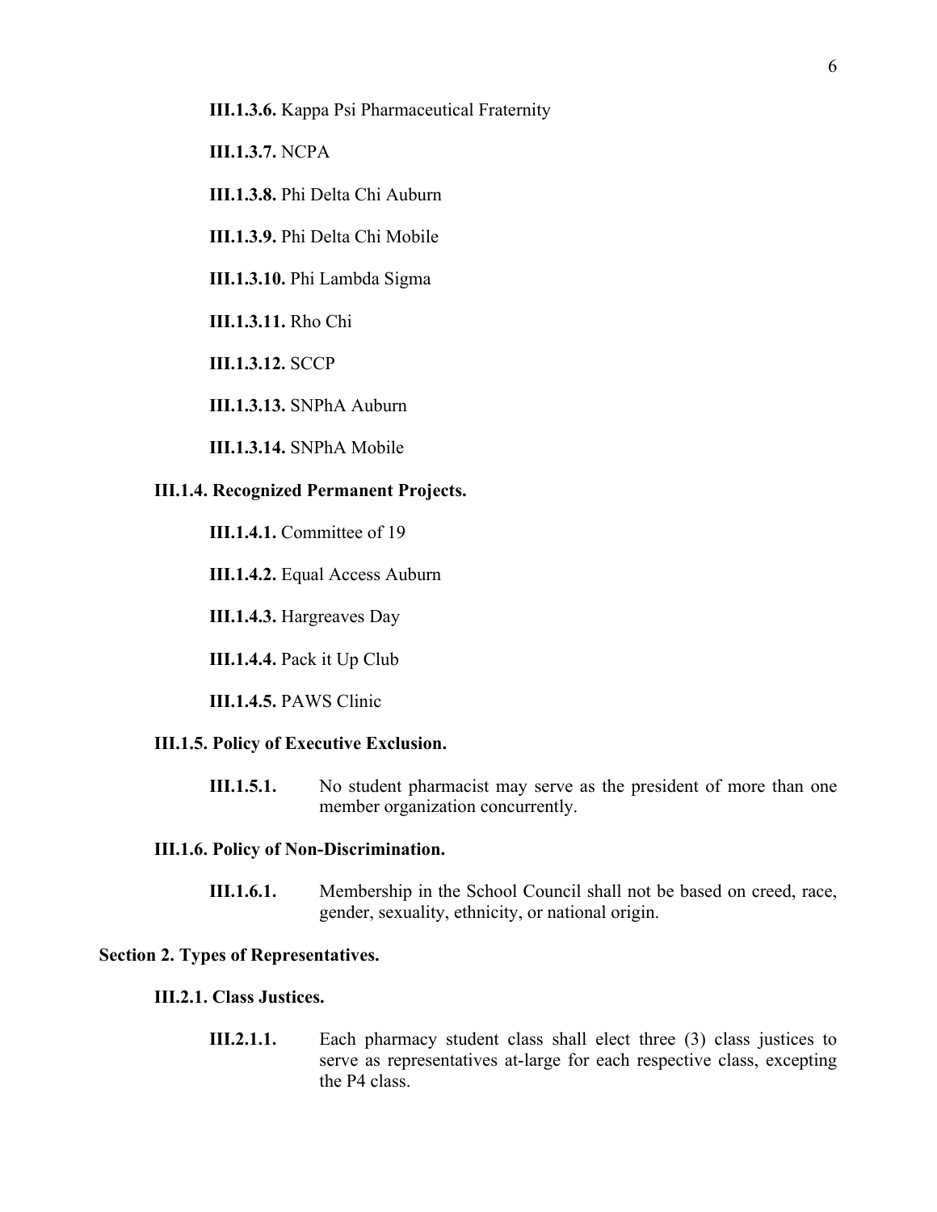**III.1.3.6.** Kappa Psi Pharmaceutical Fraternity

**III.1.3.7.** NCPA

**III.1.3.8.** Phi Delta Chi Auburn

**III.1.3.9.** Phi Delta Chi Mobile

**III.1.3.10.** Phi Lambda Sigma

**III.1.3.11.** Rho Chi

**III.1.3.12.** SCCP

**III.1.3.13.** SNPhA Auburn

**III.1.3.14.** SNPhA Mobile

**III.1.4. Recognized Permanent Projects.**

**III.1.4.1.** Committee of 19

**III.1.4.2.** Equal Access Auburn

**III.1.4.3.** Hargreaves Day

**III.1.4.4.** Pack it Up Club

**III.1.4.5.** PAWS Clinic

**III.1.5. Policy of Executive Exclusion.**

**III.1.5.1.** No student pharmacist may serve as the president of more than one member organization concurrently.

**III.1.6. Policy of Non-Discrimination.**

**III.1.6.1.** Membership in the School Council shall not be based on creed, race, gender, sexuality, ethnicity, or national origin.

**Section 2. Types of Representatives.**

**III.2.1. Class Justices.**

**III.2.1.1.** Each pharmacy student class shall elect three (3) class justices to serve as representatives at-large for each respective class, excepting the P4 class.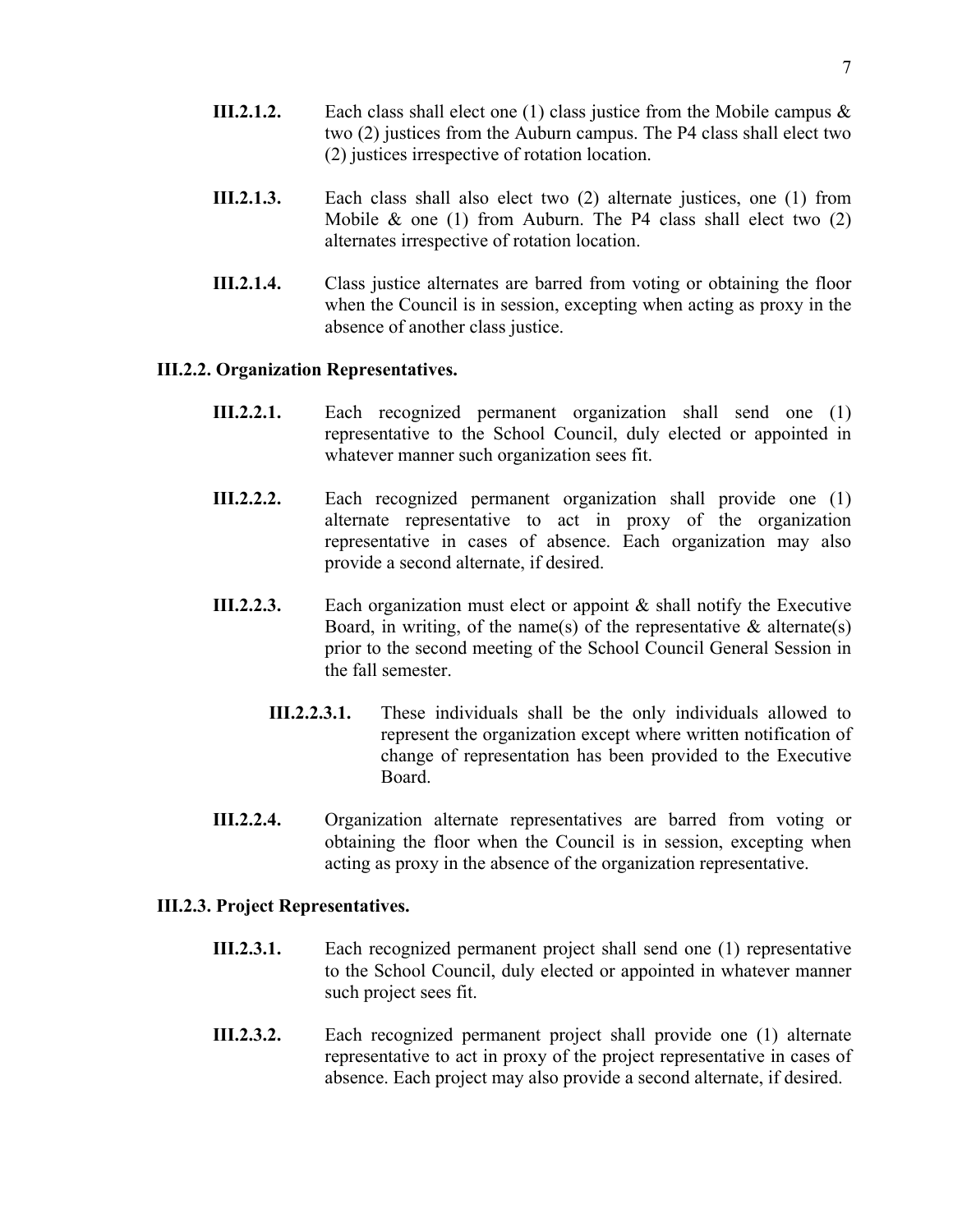**III.2.1.2.** Each class shall elect one (1) class justice from the Mobile campus & two (2) justices from the Auburn campus. The P4 class shall elect two (2) justices irrespective of rotation location.

**III.2.1.3.** Each class shall also elect two (2) alternate justices, one (1) from Mobile & one (1) from Auburn. The P4 class shall elect two (2) alternates irrespective of rotation location.

**III.2.1.4.** Class justice alternates are barred from voting or obtaining the floor when the Council is in session, excepting when acting as proxy in the absence of another class justice.

**III.2.2. Organization Representatives.**

**III.2.2.1.** Each recognized permanent organization shall send one (1) representative to the School Council, duly elected or appointed in whatever manner such organization sees fit.

**III.2.2.2.** Each recognized permanent organization shall provide one (1) alternate representative to act in proxy of the organization representative in cases of absence. Each organization may also provide a second alternate, if desired.

**III.2.2.3.** Each organization must elect or appoint & shall notify the Executive Board, in writing, of the name(s) of the representative & alternate(s) prior to the second meeting of the School Council General Session in the fall semester.

**III.2.2.3.1.** These individuals shall be the only individuals allowed to represent the organization except where written notification of change of representation has been provided to the Executive Board.

**III.2.2.4.** Organization alternate representatives are barred from voting or obtaining the floor when the Council is in session, excepting when acting as proxy in the absence of the organization representative.

**III.2.3. Project Representatives.**

**III.2.3.1.** Each recognized permanent project shall send one (1) representative to the School Council, duly elected or appointed in whatever manner such project sees fit.

**III.2.3.2.** Each recognized permanent project shall provide one (1) alternate representative to act in proxy of the project representative in cases of absence. Each project may also provide a second alternate, if desired.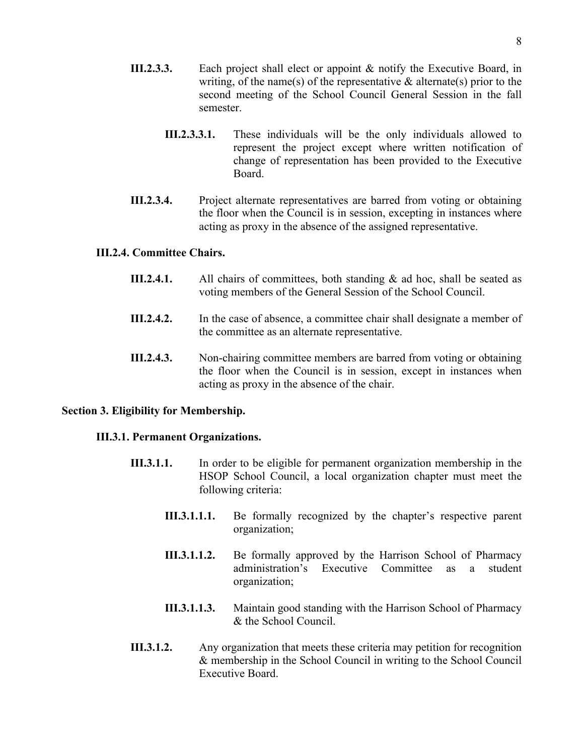**III.2.3.3.** Each project shall elect or appoint & notify the Executive Board, in writing, of the name(s) of the representative & alternate(s) prior to the second meeting of the School Council General Session in the fall semester.

**III.2.3.3.1.** These individuals will be the only individuals allowed to represent the project except where written notification of change of representation has been provided to the Executive Board.

**III.2.3.4.** Project alternate representatives are barred from voting or obtaining the floor when the Council is in session, excepting in instances where acting as proxy in the absence of the assigned representative.

### III.2.4. Committee Chairs.

**III.2.4.1.** All chairs of committees, both standing & ad hoc, shall be seated as voting members of the General Session of the School Council.

**III.2.4.2.** In the case of absence, a committee chair shall designate a member of the committee as an alternate representative.

**III.2.4.3.** Non-chairing committee members are barred from voting or obtaining the floor when the Council is in session, except in instances when acting as proxy in the absence of the chair.

## Section 3. Eligibility for Membership.

### III.3.1. Permanent Organizations.

**III.3.1.1.** In order to be eligible for permanent organization membership in the HSOP School Council, a local organization chapter must meet the following criteria:

**III.3.1.1.1.** Be formally recognized by the chapter's respective parent organization;

**III.3.1.1.2.** Be formally approved by the Harrison School of Pharmacy administration's Executive Committee as a student organization;

**III.3.1.1.3.** Maintain good standing with the Harrison School of Pharmacy & the School Council.

**III.3.1.2.** Any organization that meets these criteria may petition for recognition & membership in the School Council in writing to the School Council Executive Board.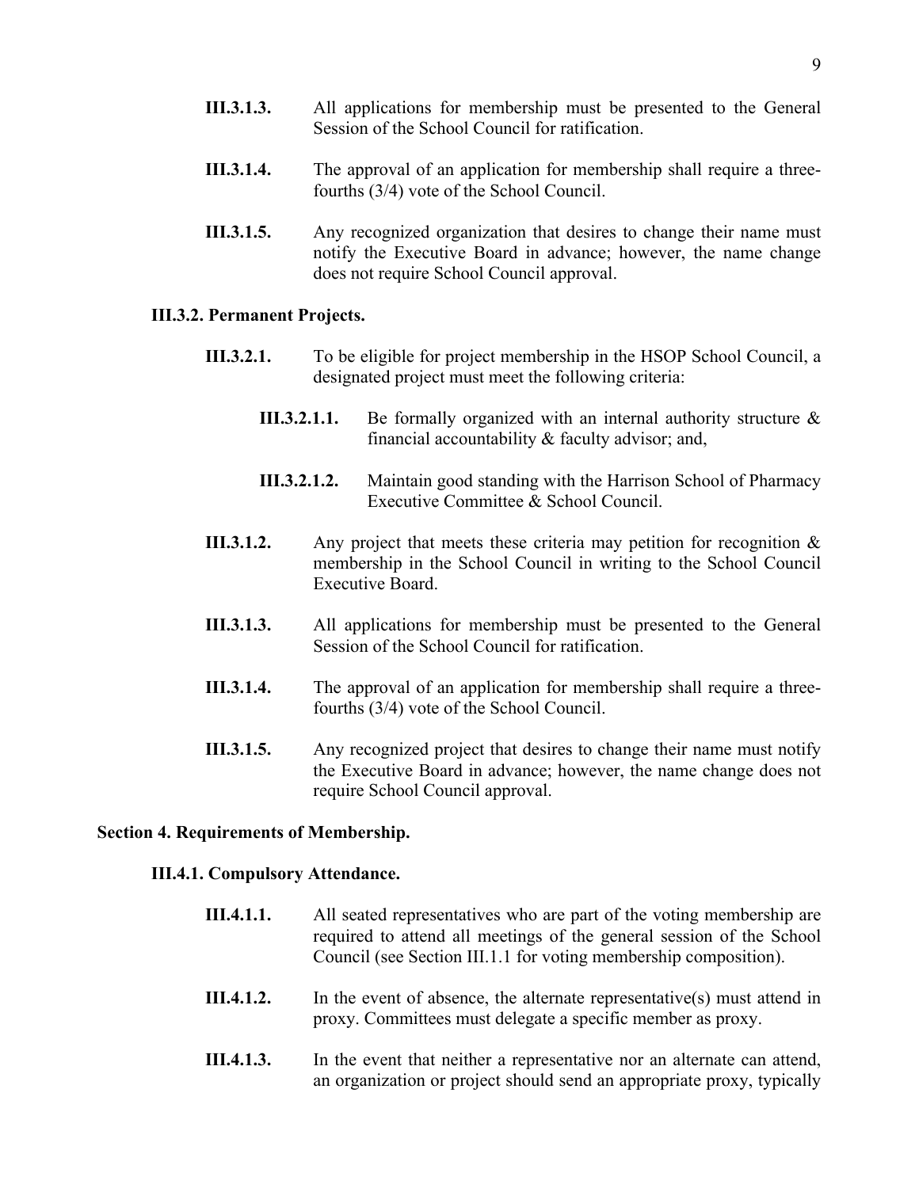**III.3.1.3.** All applications for membership must be presented to the General Session of the School Council for ratification.

**III.3.1.4.** The approval of an application for membership shall require a three-fourths (3/4) vote of the School Council.

**III.3.1.5.** Any recognized organization that desires to change their name must notify the Executive Board in advance; however, the name change does not require School Council approval.

#### III.3.2. Permanent Projects.

**III.3.2.1.** To be eligible for project membership in the HSOP School Council, a designated project must meet the following criteria:

**III.3.2.1.1.** Be formally organized with an internal authority structure & financial accountability & faculty advisor; and,

**III.3.2.1.2.** Maintain good standing with the Harrison School of Pharmacy Executive Committee & School Council.

**III.3.1.2.** Any project that meets these criteria may petition for recognition & membership in the School Council in writing to the School Council Executive Board.

**III.3.1.3.** All applications for membership must be presented to the General Session of the School Council for ratification.

**III.3.1.4.** The approval of an application for membership shall require a three-fourths (3/4) vote of the School Council.

**III.3.1.5.** Any recognized project that desires to change their name must notify the Executive Board in advance; however, the name change does not require School Council approval.

### Section 4. Requirements of Membership.

#### III.4.1. Compulsory Attendance.

**III.4.1.1.** All seated representatives who are part of the voting membership are required to attend all meetings of the general session of the School Council (see Section III.1.1 for voting membership composition).

**III.4.1.2.** In the event of absence, the alternate representative(s) must attend in proxy. Committees must delegate a specific member as proxy.

**III.4.1.3.** In the event that neither a representative nor an alternate can attend, an organization or project should send an appropriate proxy, typically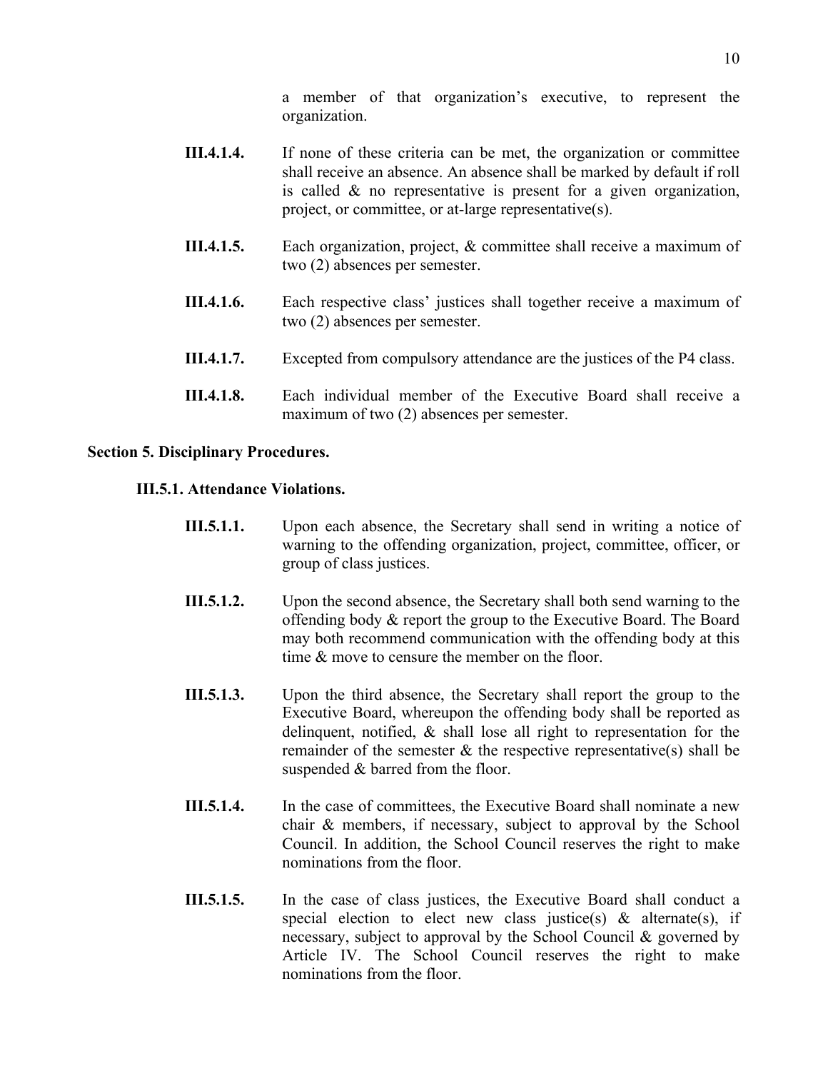a member of that organization's executive, to represent the organization.

**III.4.1.4.** If none of these criteria can be met, the organization or committee shall receive an absence. An absence shall be marked by default if roll is called & no representative is present for a given organization, project, or committee, or at-large representative(s).

**III.4.1.5.** Each organization, project, & committee shall receive a maximum of two (2) absences per semester.

**III.4.1.6.** Each respective class' justices shall together receive a maximum of two (2) absences per semester.

**III.4.1.7.** Excepted from compulsory attendance are the justices of the P4 class.

**III.4.1.8.** Each individual member of the Executive Board shall receive a maximum of two (2) absences per semester.

## Section 5. Disciplinary Procedures.

### III.5.1. Attendance Violations.

**III.5.1.1.** Upon each absence, the Secretary shall send in writing a notice of warning to the offending organization, project, committee, officer, or group of class justices.

**III.5.1.2.** Upon the second absence, the Secretary shall both send warning to the offending body & report the group to the Executive Board. The Board may both recommend communication with the offending body at this time & move to censure the member on the floor.

**III.5.1.3.** Upon the third absence, the Secretary shall report the group to the Executive Board, whereupon the offending body shall be reported as delinquent, notified, & shall lose all right to representation for the remainder of the semester & the respective representative(s) shall be suspended & barred from the floor.

**III.5.1.4.** In the case of committees, the Executive Board shall nominate a new chair & members, if necessary, subject to approval by the School Council. In addition, the School Council reserves the right to make nominations from the floor.

**III.5.1.5.** In the case of class justices, the Executive Board shall conduct a special election to elect new class justice(s) & alternate(s), if necessary, subject to approval by the School Council & governed by Article IV. The School Council reserves the right to make nominations from the floor.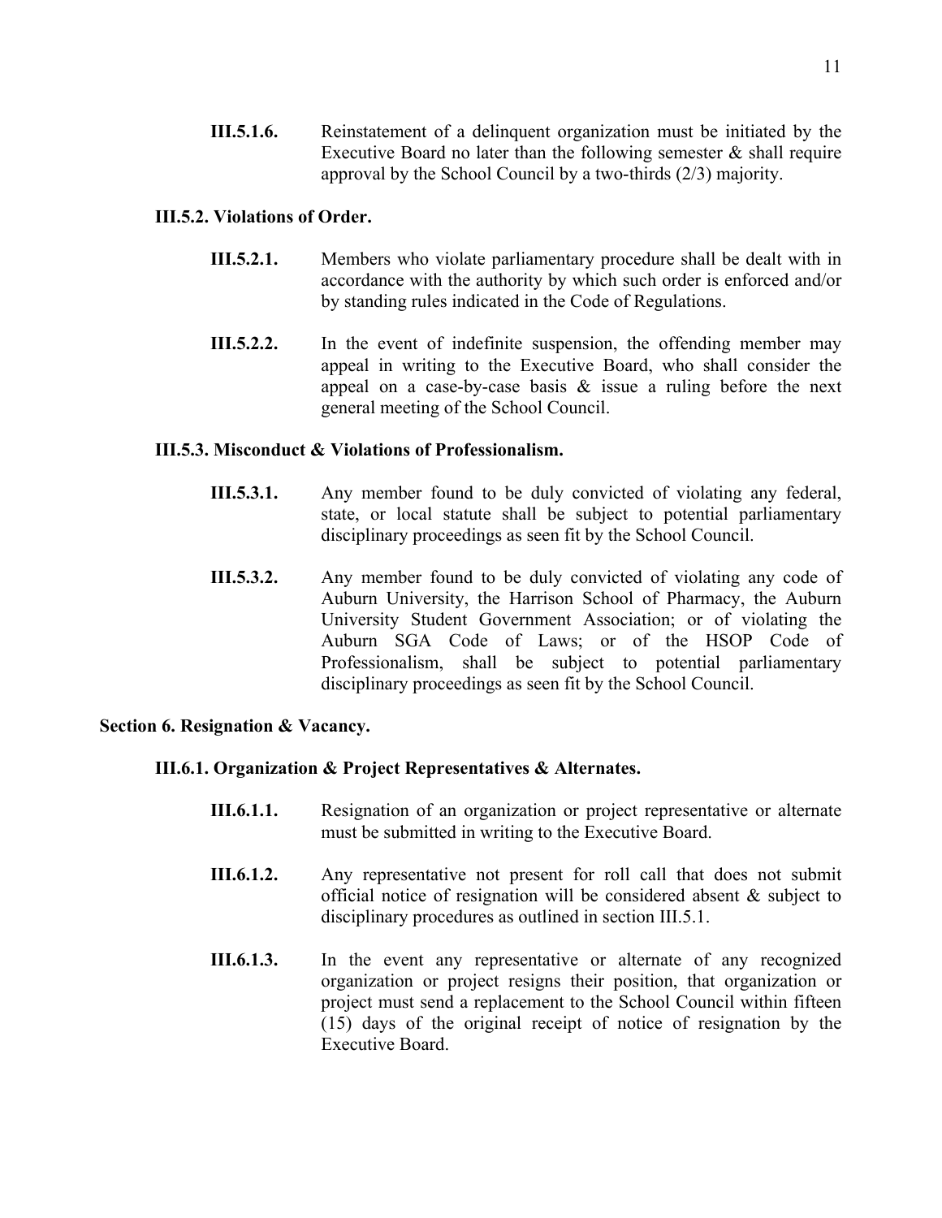**III.5.1.6.** Reinstatement of a delinquent organization must be initiated by the Executive Board no later than the following semester & shall require approval by the School Council by a two-thirds (2/3) majority.

### III.5.2. Violations of Order.

**III.5.2.1.** Members who violate parliamentary procedure shall be dealt with in accordance with the authority by which such order is enforced and/or by standing rules indicated in the Code of Regulations.

**III.5.2.2.** In the event of indefinite suspension, the offending member may appeal in writing to the Executive Board, who shall consider the appeal on a case-by-case basis & issue a ruling before the next general meeting of the School Council.

### III.5.3. Misconduct & Violations of Professionalism.

**III.5.3.1.** Any member found to be duly convicted of violating any federal, state, or local statute shall be subject to potential parliamentary disciplinary proceedings as seen fit by the School Council.

**III.5.3.2.** Any member found to be duly convicted of violating any code of Auburn University, the Harrison School of Pharmacy, the Auburn University Student Government Association; or of violating the Auburn SGA Code of Laws; or of the HSOP Code of Professionalism, shall be subject to potential parliamentary disciplinary proceedings as seen fit by the School Council.

## Section 6. Resignation & Vacancy.

### III.6.1. Organization & Project Representatives & Alternates.

**III.6.1.1.** Resignation of an organization or project representative or alternate must be submitted in writing to the Executive Board.

**III.6.1.2.** Any representative not present for roll call that does not submit official notice of resignation will be considered absent & subject to disciplinary procedures as outlined in section III.5.1.

**III.6.1.3.** In the event any representative or alternate of any recognized organization or project resigns their position, that organization or project must send a replacement to the School Council within fifteen (15) days of the original receipt of notice of resignation by the Executive Board.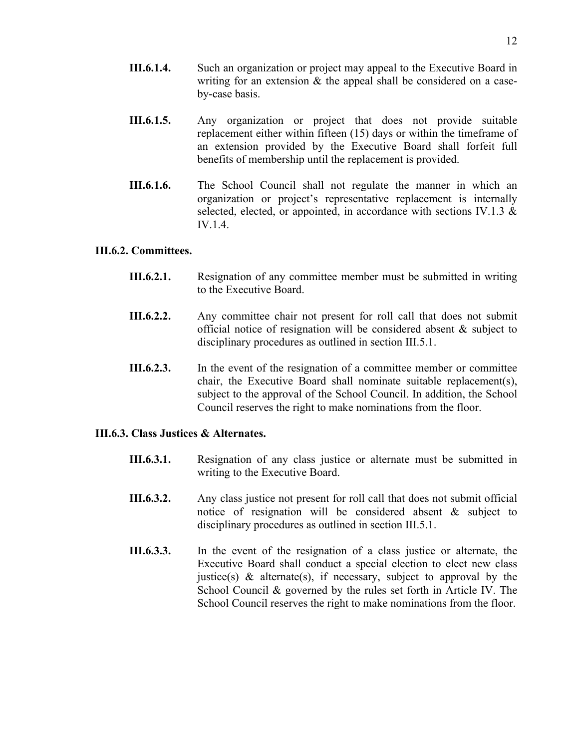**III.6.1.4.** Such an organization or project may appeal to the Executive Board in writing for an extension & the appeal shall be considered on a case-by-case basis.

**III.6.1.5.** Any organization or project that does not provide suitable replacement either within fifteen (15) days or within the timeframe of an extension provided by the Executive Board shall forfeit full benefits of membership until the replacement is provided.

**III.6.1.6.** The School Council shall not regulate the manner in which an organization or project's representative replacement is internally selected, elected, or appointed, in accordance with sections IV.1.3 & IV.1.4.

**III.6.2. Committees.**

**III.6.2.1.** Resignation of any committee member must be submitted in writing to the Executive Board.

**III.6.2.2.** Any committee chair not present for roll call that does not submit official notice of resignation will be considered absent & subject to disciplinary procedures as outlined in section III.5.1.

**III.6.2.3.** In the event of the resignation of a committee member or committee chair, the Executive Board shall nominate suitable replacement(s), subject to the approval of the School Council. In addition, the School Council reserves the right to make nominations from the floor.

**III.6.3. Class Justices & Alternates.**

**III.6.3.1.** Resignation of any class justice or alternate must be submitted in writing to the Executive Board.

**III.6.3.2.** Any class justice not present for roll call that does not submit official notice of resignation will be considered absent & subject to disciplinary procedures as outlined in section III.5.1.

**III.6.3.3.** In the event of the resignation of a class justice or alternate, the Executive Board shall conduct a special election to elect new class justice(s) & alternate(s), if necessary, subject to approval by the School Council & governed by the rules set forth in Article IV. The School Council reserves the right to make nominations from the floor.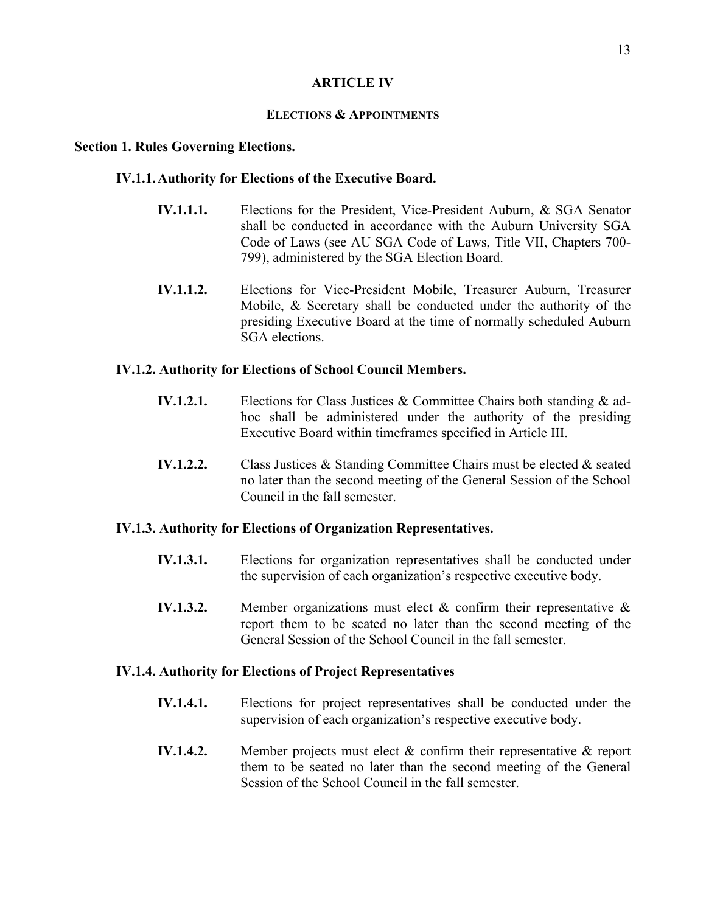# ARTICLE IV

## ELECTIONS & APPOINTMENTS

### Section 1. Rules Governing Elections.

#### IV.1.1. Authority for Elections of the Executive Board.

**IV.1.1.1.** Elections for the President, Vice-President Auburn, & SGA Senator shall be conducted in accordance with the Auburn University SGA Code of Laws (see AU SGA Code of Laws, Title VII, Chapters 700-799), administered by the SGA Election Board.

**IV.1.1.2.** Elections for Vice-President Mobile, Treasurer Auburn, Treasurer Mobile, & Secretary shall be conducted under the authority of the presiding Executive Board at the time of normally scheduled Auburn SGA elections.

#### IV.1.2. Authority for Elections of School Council Members.

**IV.1.2.1.** Elections for Class Justices & Committee Chairs both standing & ad-hoc shall be administered under the authority of the presiding Executive Board within timeframes specified in Article III.

**IV.1.2.2.** Class Justices & Standing Committee Chairs must be elected & seated no later than the second meeting of the General Session of the School Council in the fall semester.

#### IV.1.3. Authority for Elections of Organization Representatives.

**IV.1.3.1.** Elections for organization representatives shall be conducted under the supervision of each organization's respective executive body.

**IV.1.3.2.** Member organizations must elect & confirm their representative & report them to be seated no later than the second meeting of the General Session of the School Council in the fall semester.

#### IV.1.4. Authority for Elections of Project Representatives

**IV.1.4.1.** Elections for project representatives shall be conducted under the supervision of each organization's respective executive body.

**IV.1.4.2.** Member projects must elect & confirm their representative & report them to be seated no later than the second meeting of the General Session of the School Council in the fall semester.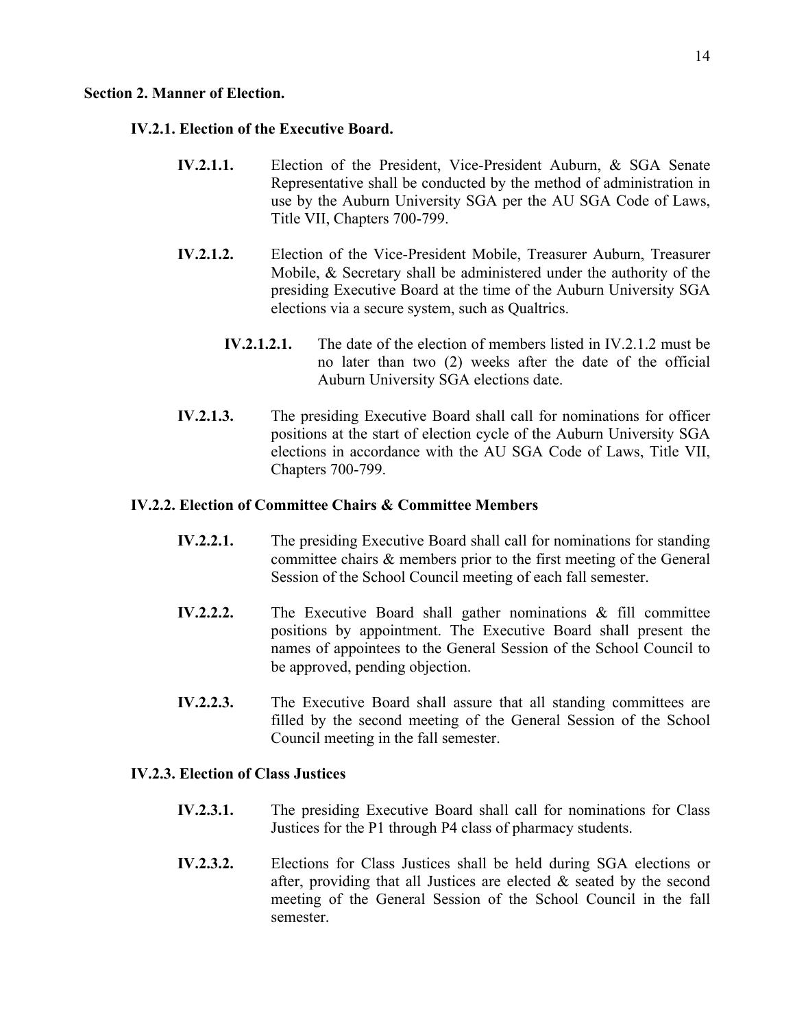**Section 2. Manner of Election.**

**IV.2.1. Election of the Executive Board.**

**IV.2.1.1.** Election of the President, Vice-President Auburn, & SGA Senate Representative shall be conducted by the method of administration in use by the Auburn University SGA per the AU SGA Code of Laws, Title VII, Chapters 700-799.

**IV.2.1.2.** Election of the Vice-President Mobile, Treasurer Auburn, Treasurer Mobile, & Secretary shall be administered under the authority of the presiding Executive Board at the time of the Auburn University SGA elections via a secure system, such as Qualtrics.

**IV.2.1.2.1.** The date of the election of members listed in IV.2.1.2 must be no later than two (2) weeks after the date of the official Auburn University SGA elections date.

**IV.2.1.3.** The presiding Executive Board shall call for nominations for officer positions at the start of election cycle of the Auburn University SGA elections in accordance with the AU SGA Code of Laws, Title VII, Chapters 700-799.

**IV.2.2. Election of Committee Chairs & Committee Members**

**IV.2.2.1.** The presiding Executive Board shall call for nominations for standing committee chairs & members prior to the first meeting of the General Session of the School Council meeting of each fall semester.

**IV.2.2.2.** The Executive Board shall gather nominations & fill committee positions by appointment. The Executive Board shall present the names of appointees to the General Session of the School Council to be approved, pending objection.

**IV.2.2.3.** The Executive Board shall assure that all standing committees are filled by the second meeting of the General Session of the School Council meeting in the fall semester.

**IV.2.3. Election of Class Justices**

**IV.2.3.1.** The presiding Executive Board shall call for nominations for Class Justices for the P1 through P4 class of pharmacy students.

**IV.2.3.2.** Elections for Class Justices shall be held during SGA elections or after, providing that all Justices are elected & seated by the second meeting of the General Session of the School Council in the fall semester.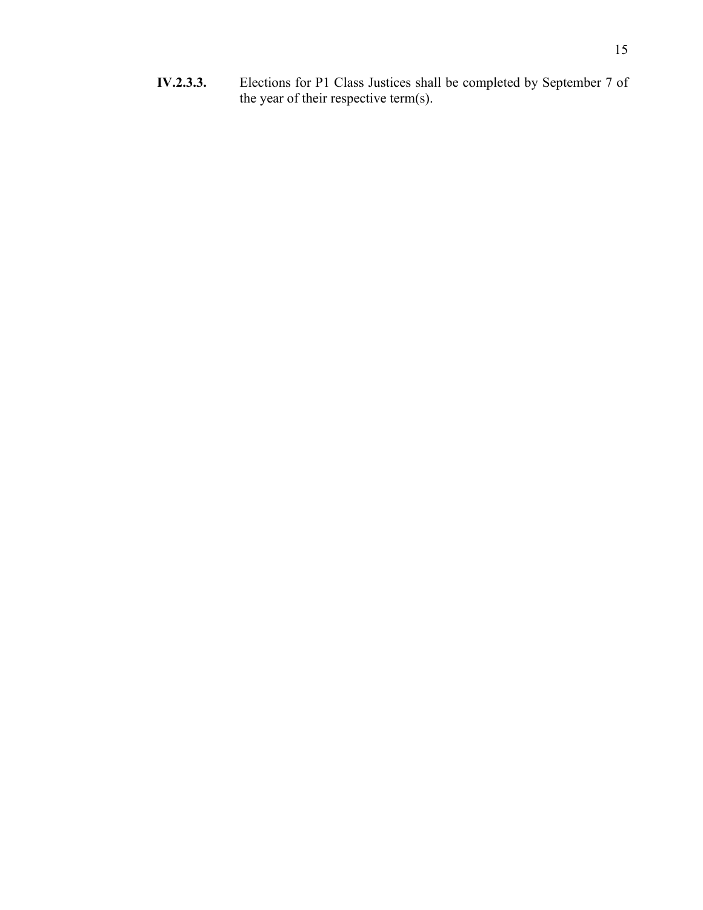**IV.2.3.3.** Elections for P1 Class Justices shall be completed by September 7 of the year of their respective term(s).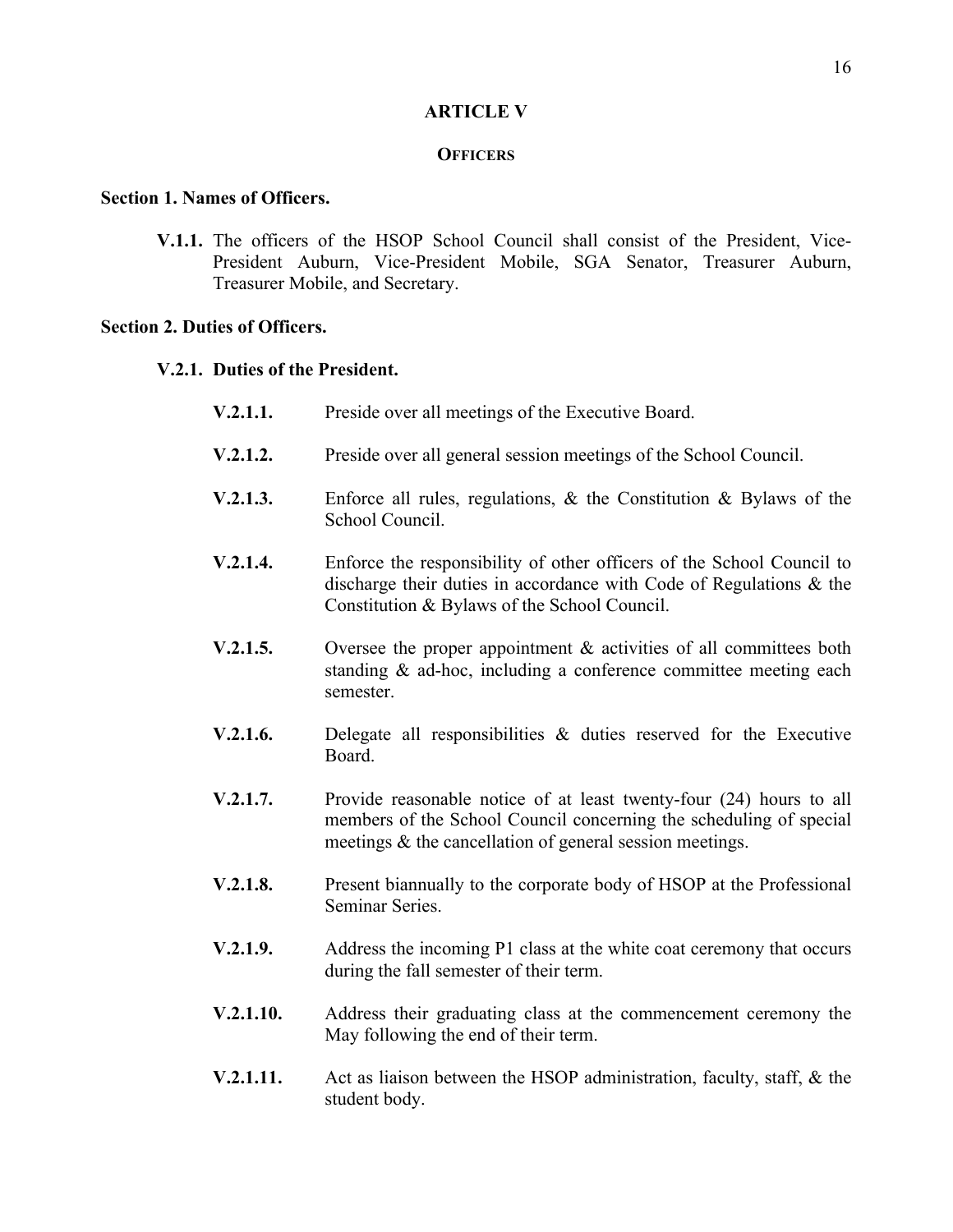## ARTICLE V

### OFFICERS

**Section 1. Names of Officers.**

**V.1.1.** The officers of the HSOP School Council shall consist of the President, Vice-President Auburn, Vice-President Mobile, SGA Senator, Treasurer Auburn, Treasurer Mobile, and Secretary.

**Section 2. Duties of Officers.**

**V.2.1. Duties of the President.**

**V.2.1.1.** Preside over all meetings of the Executive Board.

**V.2.1.2.** Preside over all general session meetings of the School Council.

**V.2.1.3.** Enforce all rules, regulations, & the Constitution & Bylaws of the School Council.

**V.2.1.4.** Enforce the responsibility of other officers of the School Council to discharge their duties in accordance with Code of Regulations & the Constitution & Bylaws of the School Council.

**V.2.1.5.** Oversee the proper appointment & activities of all committees both standing & ad-hoc, including a conference committee meeting each semester.

**V.2.1.6.** Delegate all responsibilities & duties reserved for the Executive Board.

**V.2.1.7.** Provide reasonable notice of at least twenty-four (24) hours to all members of the School Council concerning the scheduling of special meetings & the cancellation of general session meetings.

**V.2.1.8.** Present biannually to the corporate body of HSOP at the Professional Seminar Series.

**V.2.1.9.** Address the incoming P1 class at the white coat ceremony that occurs during the fall semester of their term.

**V.2.1.10.** Address their graduating class at the commencement ceremony the May following the end of their term.

**V.2.1.11.** Act as liaison between the HSOP administration, faculty, staff, & the student body.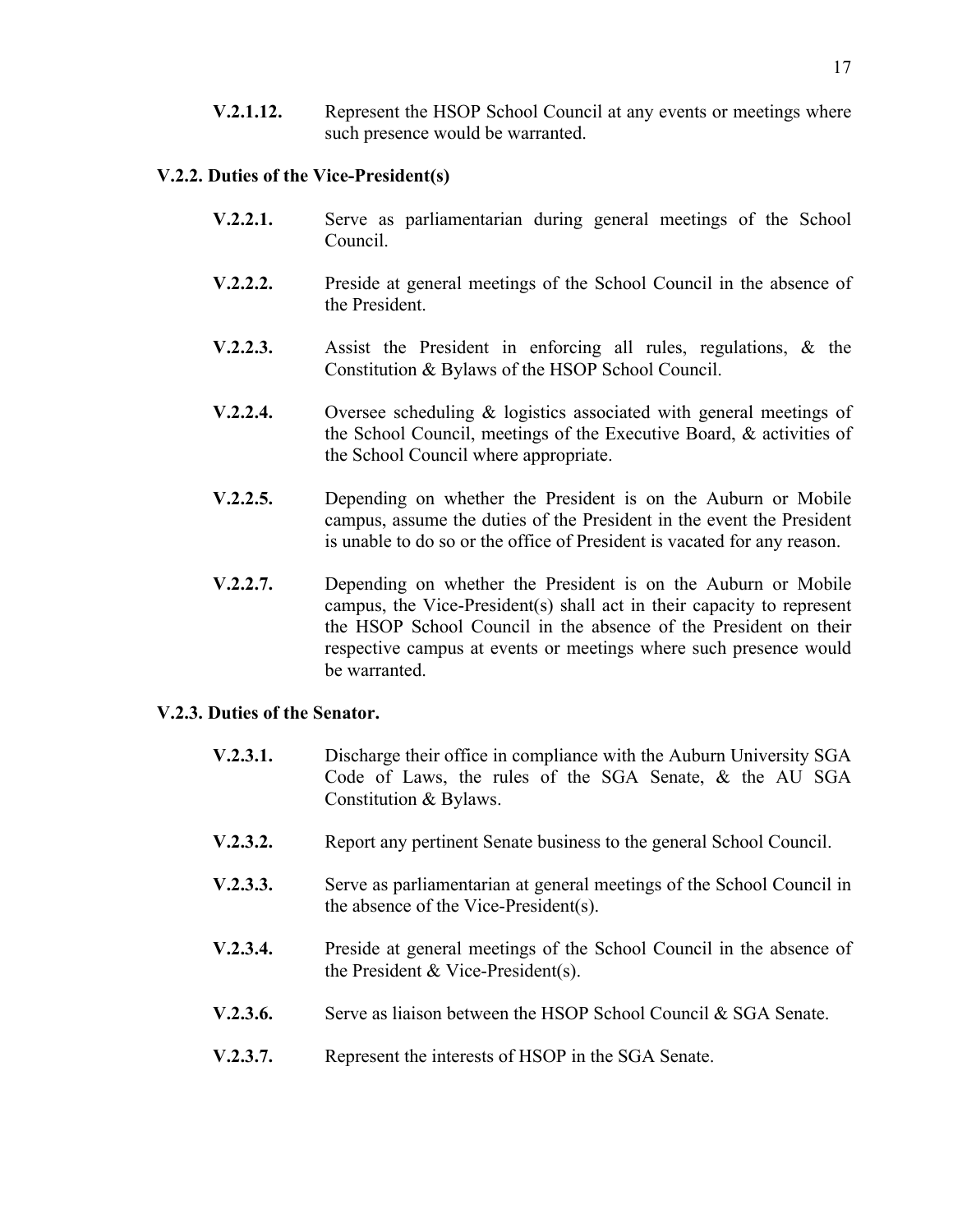**V.2.1.12.** Represent the HSOP School Council at any events or meetings where such presence would be warranted.

**V.2.2. Duties of the Vice-President(s)**

**V.2.2.1.** Serve as parliamentarian during general meetings of the School Council.

**V.2.2.2.** Preside at general meetings of the School Council in the absence of the President.

**V.2.2.3.** Assist the President in enforcing all rules, regulations, & the Constitution & Bylaws of the HSOP School Council.

**V.2.2.4.** Oversee scheduling & logistics associated with general meetings of the School Council, meetings of the Executive Board, & activities of the School Council where appropriate.

**V.2.2.5.** Depending on whether the President is on the Auburn or Mobile campus, assume the duties of the President in the event the President is unable to do so or the office of President is vacated for any reason.

**V.2.2.7.** Depending on whether the President is on the Auburn or Mobile campus, the Vice-President(s) shall act in their capacity to represent the HSOP School Council in the absence of the President on their respective campus at events or meetings where such presence would be warranted.

**V.2.3. Duties of the Senator.**

**V.2.3.1.** Discharge their office in compliance with the Auburn University SGA Code of Laws, the rules of the SGA Senate, & the AU SGA Constitution & Bylaws.

**V.2.3.2.** Report any pertinent Senate business to the general School Council.

**V.2.3.3.** Serve as parliamentarian at general meetings of the School Council in the absence of the Vice-President(s).

**V.2.3.4.** Preside at general meetings of the School Council in the absence of the President & Vice-President(s).

**V.2.3.6.** Serve as liaison between the HSOP School Council & SGA Senate.

**V.2.3.7.** Represent the interests of HSOP in the SGA Senate.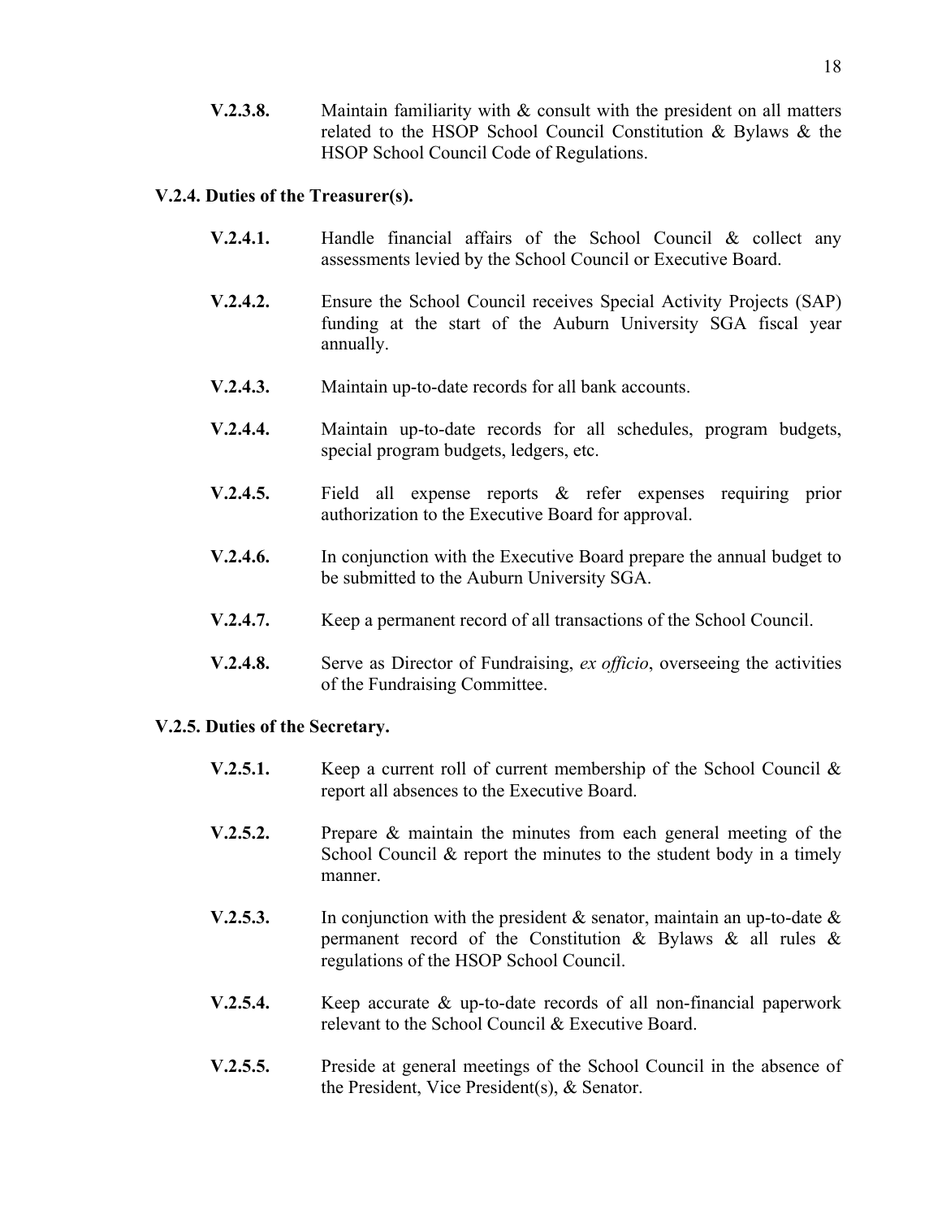**V.2.3.8.** Maintain familiarity with & consult with the president on all matters related to the HSOP School Council Constitution & Bylaws & the HSOP School Council Code of Regulations.

**V.2.4. Duties of the Treasurer(s).**

**V.2.4.1.** Handle financial affairs of the School Council & collect any assessments levied by the School Council or Executive Board.

**V.2.4.2.** Ensure the School Council receives Special Activity Projects (SAP) funding at the start of the Auburn University SGA fiscal year annually.

**V.2.4.3.** Maintain up-to-date records for all bank accounts.

**V.2.4.4.** Maintain up-to-date records for all schedules, program budgets, special program budgets, ledgers, etc.

**V.2.4.5.** Field all expense reports & refer expenses requiring prior authorization to the Executive Board for approval.

**V.2.4.6.** In conjunction with the Executive Board prepare the annual budget to be submitted to the Auburn University SGA.

**V.2.4.7.** Keep a permanent record of all transactions of the School Council.

**V.2.4.8.** Serve as Director of Fundraising, *ex officio*, overseeing the activities of the Fundraising Committee.

**V.2.5. Duties of the Secretary.**

**V.2.5.1.** Keep a current roll of current membership of the School Council & report all absences to the Executive Board.

**V.2.5.2.** Prepare & maintain the minutes from each general meeting of the School Council & report the minutes to the student body in a timely manner.

**V.2.5.3.** In conjunction with the president & senator, maintain an up-to-date & permanent record of the Constitution & Bylaws & all rules & regulations of the HSOP School Council.

**V.2.5.4.** Keep accurate & up-to-date records of all non-financial paperwork relevant to the School Council & Executive Board.

**V.2.5.5.** Preside at general meetings of the School Council in the absence of the President, Vice President(s), & Senator.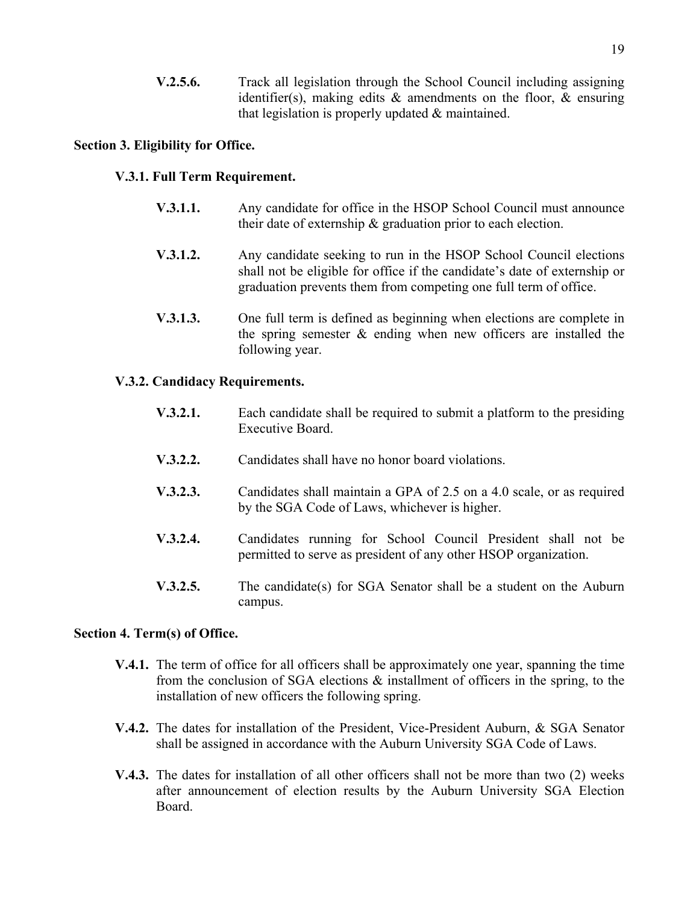**V.2.5.6.** Track all legislation through the School Council including assigning identifier(s), making edits & amendments on the floor, & ensuring that legislation is properly updated & maintained.

## Section 3. Eligibility for Office.

### V.3.1. Full Term Requirement.

**V.3.1.1.** Any candidate for office in the HSOP School Council must announce their date of externship & graduation prior to each election.

**V.3.1.2.** Any candidate seeking to run in the HSOP School Council elections shall not be eligible for office if the candidate's date of externship or graduation prevents them from competing one full term of office.

**V.3.1.3.** One full term is defined as beginning when elections are complete in the spring semester & ending when new officers are installed the following year.

### V.3.2. Candidacy Requirements.

**V.3.2.1.** Each candidate shall be required to submit a platform to the presiding Executive Board.

**V.3.2.2.** Candidates shall have no honor board violations.

**V.3.2.3.** Candidates shall maintain a GPA of 2.5 on a 4.0 scale, or as required by the SGA Code of Laws, whichever is higher.

**V.3.2.4.** Candidates running for School Council President shall not be permitted to serve as president of any other HSOP organization.

**V.3.2.5.** The candidate(s) for SGA Senator shall be a student on the Auburn campus.

## Section 4. Term(s) of Office.

**V.4.1.** The term of office for all officers shall be approximately one year, spanning the time from the conclusion of SGA elections & installment of officers in the spring, to the installation of new officers the following spring.

**V.4.2.** The dates for installation of the President, Vice-President Auburn, & SGA Senator shall be assigned in accordance with the Auburn University SGA Code of Laws.

**V.4.3.** The dates for installation of all other officers shall not be more than two (2) weeks after announcement of election results by the Auburn University SGA Election Board.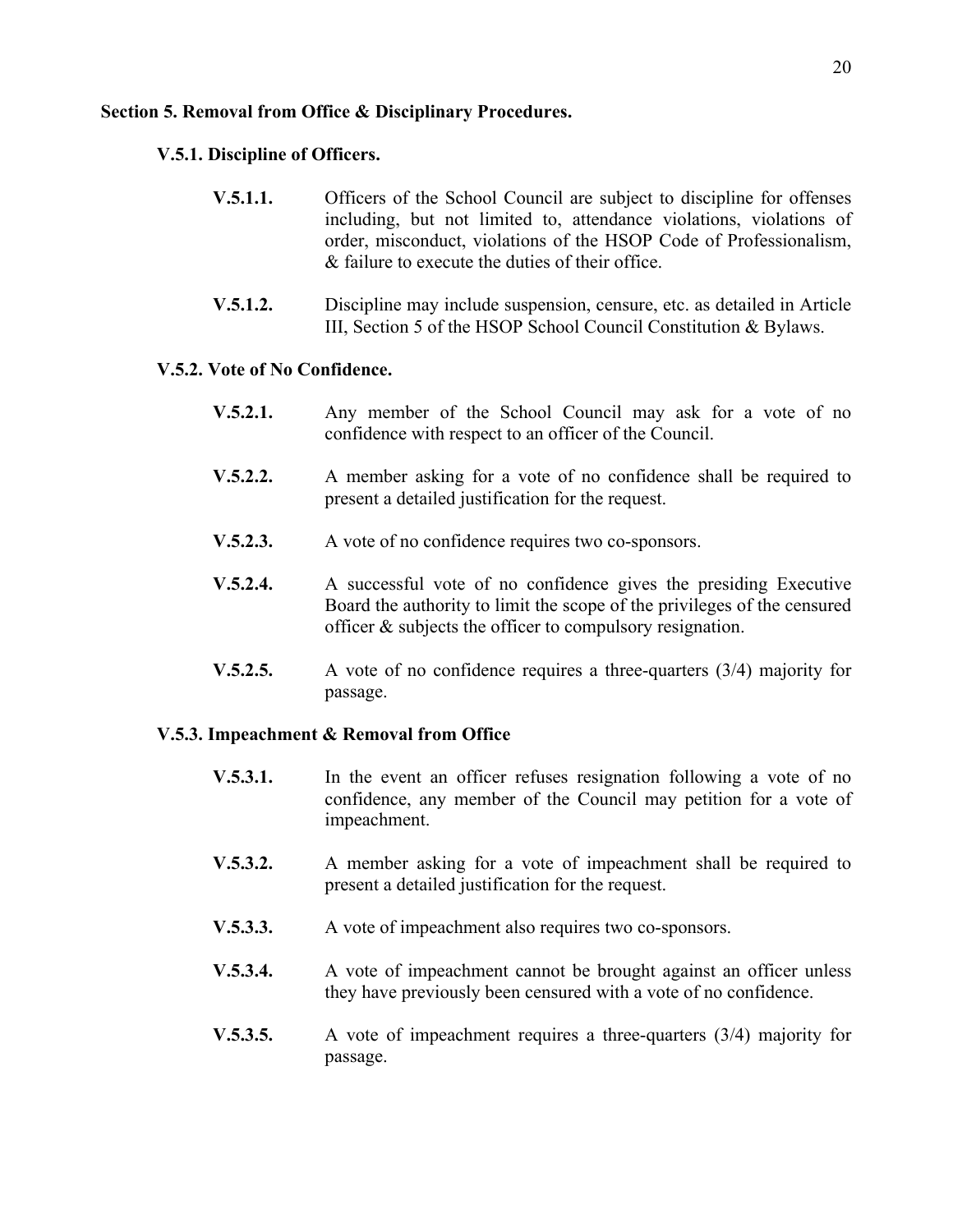## Section 5. Removal from Office & Disciplinary Procedures.

### V.5.1. Discipline of Officers.

**V.5.1.1.** Officers of the School Council are subject to discipline for offenses including, but not limited to, attendance violations, violations of order, misconduct, violations of the HSOP Code of Professionalism, & failure to execute the duties of their office.

**V.5.1.2.** Discipline may include suspension, censure, etc. as detailed in Article III, Section 5 of the HSOP School Council Constitution & Bylaws.

### V.5.2. Vote of No Confidence.

**V.5.2.1.** Any member of the School Council may ask for a vote of no confidence with respect to an officer of the Council.

**V.5.2.2.** A member asking for a vote of no confidence shall be required to present a detailed justification for the request.

**V.5.2.3.** A vote of no confidence requires two co-sponsors.

**V.5.2.4.** A successful vote of no confidence gives the presiding Executive Board the authority to limit the scope of the privileges of the censured officer & subjects the officer to compulsory resignation.

**V.5.2.5.** A vote of no confidence requires a three-quarters (3/4) majority for passage.

### V.5.3. Impeachment & Removal from Office

**V.5.3.1.** In the event an officer refuses resignation following a vote of no confidence, any member of the Council may petition for a vote of impeachment.

**V.5.3.2.** A member asking for a vote of impeachment shall be required to present a detailed justification for the request.

**V.5.3.3.** A vote of impeachment also requires two co-sponsors.

**V.5.3.4.** A vote of impeachment cannot be brought against an officer unless they have previously been censured with a vote of no confidence.

**V.5.3.5.** A vote of impeachment requires a three-quarters (3/4) majority for passage.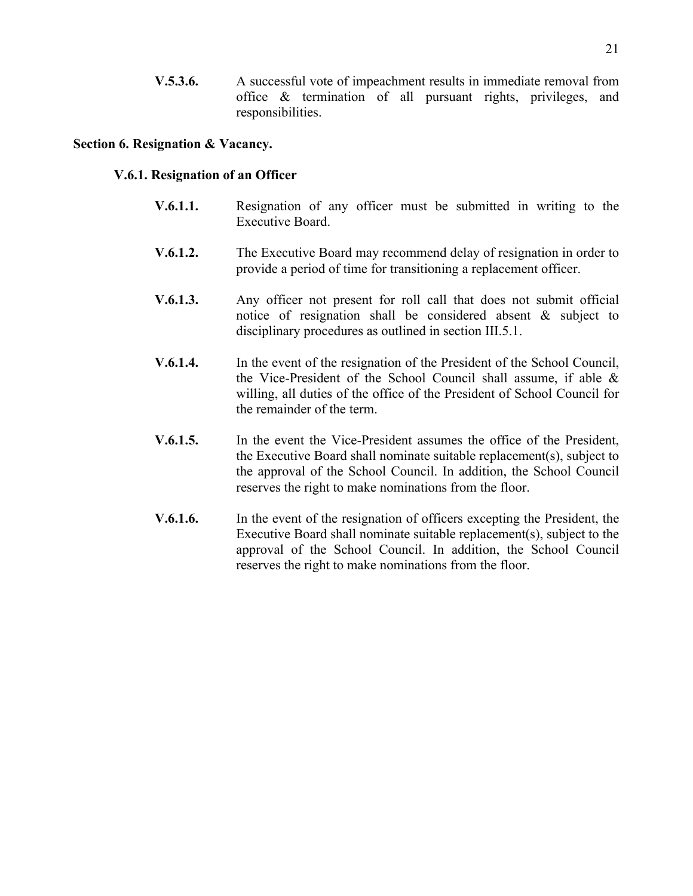**V.5.3.6.** A successful vote of impeachment results in immediate removal from office & termination of all pursuant rights, privileges, and responsibilities.

## Section 6. Resignation & Vacancy.

### V.6.1. Resignation of an Officer

**V.6.1.1.** Resignation of any officer must be submitted in writing to the Executive Board.

**V.6.1.2.** The Executive Board may recommend delay of resignation in order to provide a period of time for transitioning a replacement officer.

**V.6.1.3.** Any officer not present for roll call that does not submit official notice of resignation shall be considered absent & subject to disciplinary procedures as outlined in section III.5.1.

**V.6.1.4.** In the event of the resignation of the President of the School Council, the Vice-President of the School Council shall assume, if able & willing, all duties of the office of the President of School Council for the remainder of the term.

**V.6.1.5.** In the event the Vice-President assumes the office of the President, the Executive Board shall nominate suitable replacement(s), subject to the approval of the School Council. In addition, the School Council reserves the right to make nominations from the floor.

**V.6.1.6.** In the event of the resignation of officers excepting the President, the Executive Board shall nominate suitable replacement(s), subject to the approval of the School Council. In addition, the School Council reserves the right to make nominations from the floor.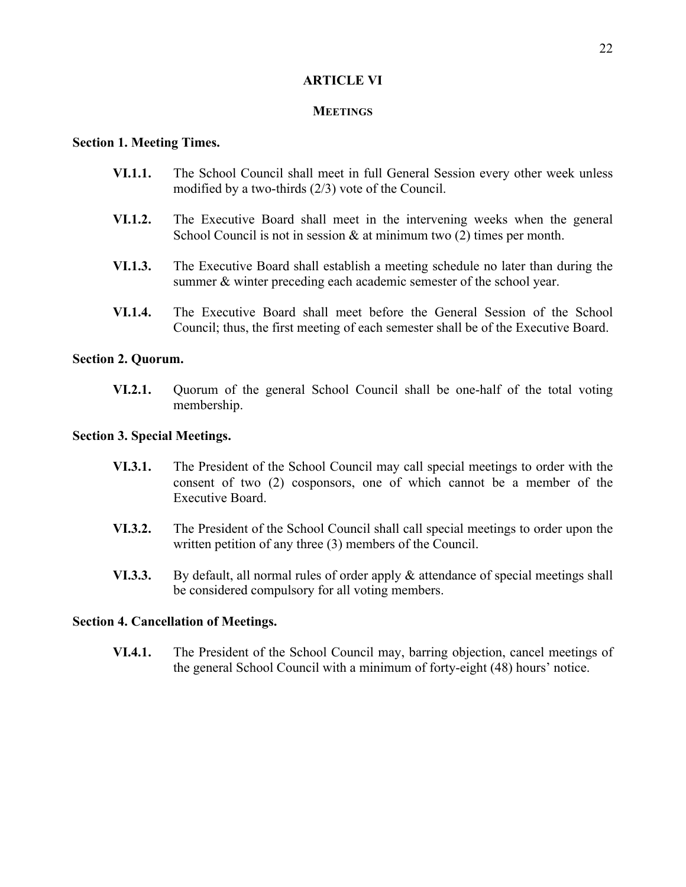# ARTICLE VI

## MEETINGS

### Section 1. Meeting Times.

**VI.1.1.** The School Council shall meet in full General Session every other week unless modified by a two-thirds (2/3) vote of the Council.

**VI.1.2.** The Executive Board shall meet in the intervening weeks when the general School Council is not in session & at minimum two (2) times per month.

**VI.1.3.** The Executive Board shall establish a meeting schedule no later than during the summer & winter preceding each academic semester of the school year.

**VI.1.4.** The Executive Board shall meet before the General Session of the School Council; thus, the first meeting of each semester shall be of the Executive Board.

### Section 2. Quorum.

**VI.2.1.** Quorum of the general School Council shall be one-half of the total voting membership.

### Section 3. Special Meetings.

**VI.3.1.** The President of the School Council may call special meetings to order with the consent of two (2) cosponsors, one of which cannot be a member of the Executive Board.

**VI.3.2.** The President of the School Council shall call special meetings to order upon the written petition of any three (3) members of the Council.

**VI.3.3.** By default, all normal rules of order apply & attendance of special meetings shall be considered compulsory for all voting members.

### Section 4. Cancellation of Meetings.

**VI.4.1.** The President of the School Council may, barring objection, cancel meetings of the general School Council with a minimum of forty-eight (48) hours' notice.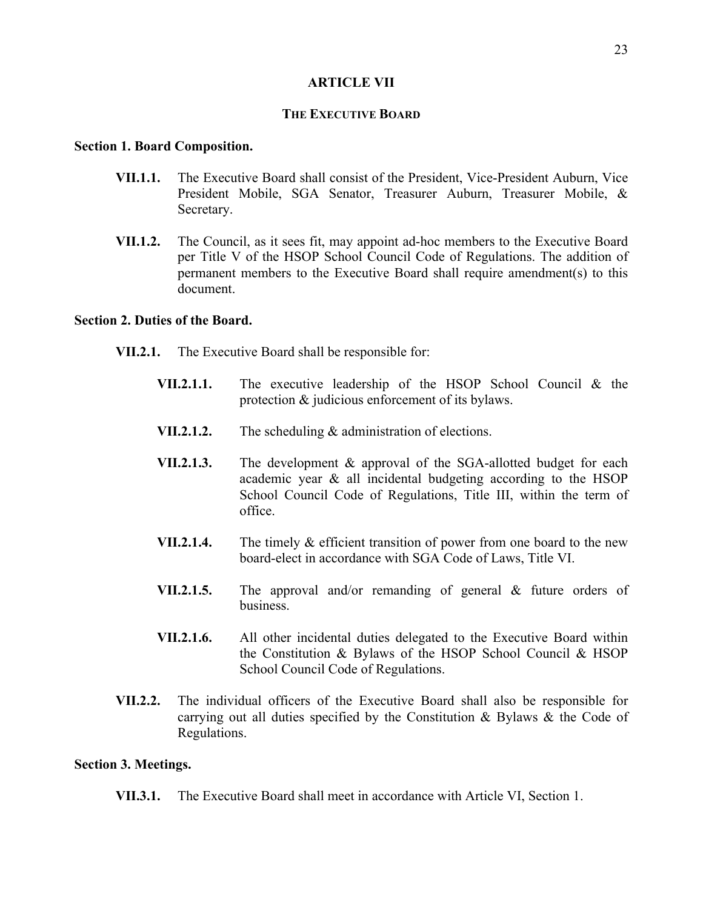# ARTICLE VII

## THE EXECUTIVE BOARD

**Section 1. Board Composition.**

**VII.1.1.** The Executive Board shall consist of the President, Vice-President Auburn, Vice President Mobile, SGA Senator, Treasurer Auburn, Treasurer Mobile, & Secretary.

**VII.1.2.** The Council, as it sees fit, may appoint ad-hoc members to the Executive Board per Title V of the HSOP School Council Code of Regulations. The addition of permanent members to the Executive Board shall require amendment(s) to this document.

**Section 2. Duties of the Board.**

**VII.2.1.** The Executive Board shall be responsible for:

- **VII.2.1.1.** The executive leadership of the HSOP School Council & the protection & judicious enforcement of its bylaws.
- **VII.2.1.2.** The scheduling & administration of elections.
- **VII.2.1.3.** The development & approval of the SGA-allotted budget for each academic year & all incidental budgeting according to the HSOP School Council Code of Regulations, Title III, within the term of office.
- **VII.2.1.4.** The timely & efficient transition of power from one board to the new board-elect in accordance with SGA Code of Laws, Title VI.
- **VII.2.1.5.** The approval and/or remanding of general & future orders of business.
- **VII.2.1.6.** All other incidental duties delegated to the Executive Board within the Constitution & Bylaws of the HSOP School Council & HSOP School Council Code of Regulations.

**VII.2.2.** The individual officers of the Executive Board shall also be responsible for carrying out all duties specified by the Constitution & Bylaws & the Code of Regulations.

**Section 3. Meetings.**

**VII.3.1.** The Executive Board shall meet in accordance with Article VI, Section 1.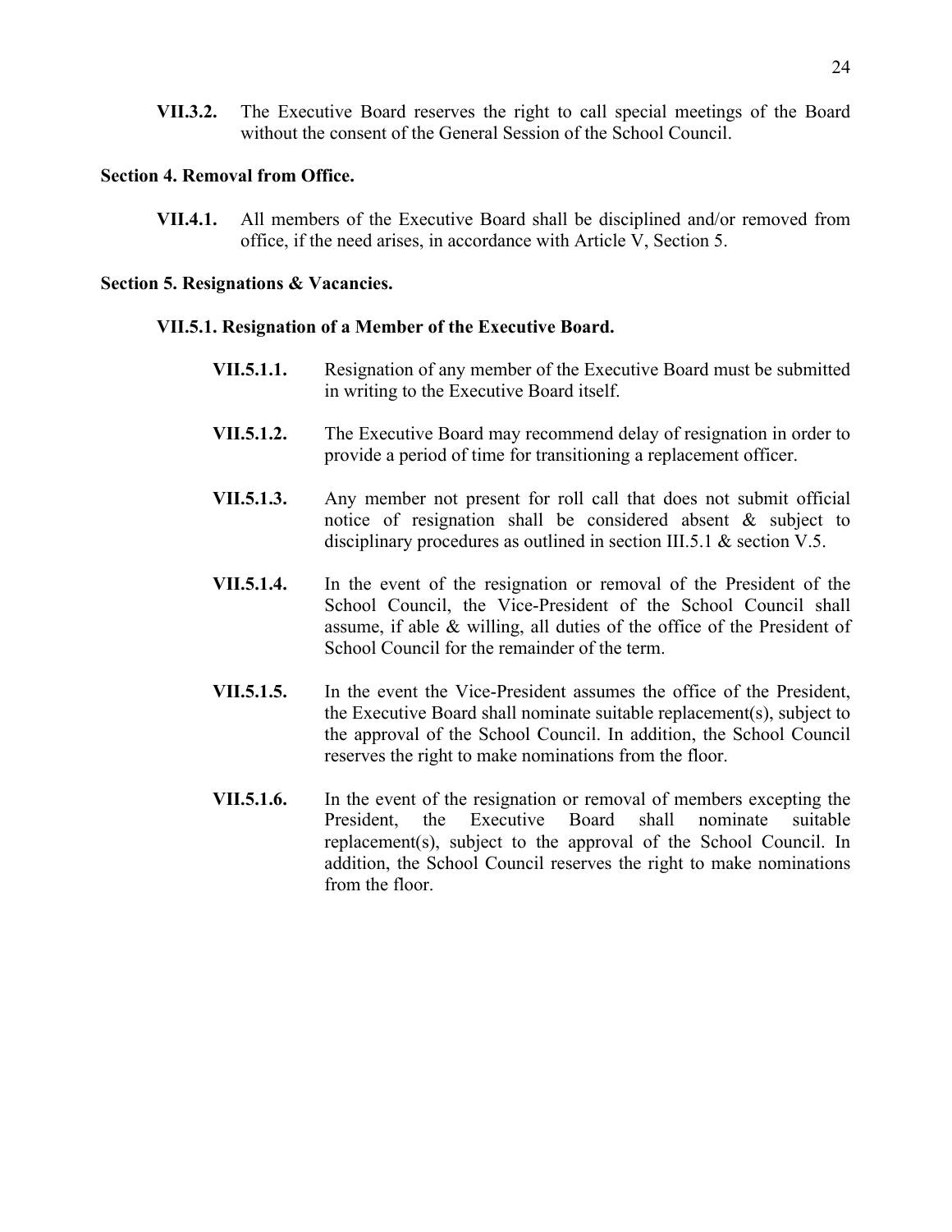**VII.3.2.** The Executive Board reserves the right to call special meetings of the Board without the consent of the General Session of the School Council.

### Section 4. Removal from Office.

**VII.4.1.** All members of the Executive Board shall be disciplined and/or removed from office, if the need arises, in accordance with Article V, Section 5.

### Section 5. Resignations & Vacancies.

#### VII.5.1. Resignation of a Member of the Executive Board.

**VII.5.1.1.** Resignation of any member of the Executive Board must be submitted in writing to the Executive Board itself.

**VII.5.1.2.** The Executive Board may recommend delay of resignation in order to provide a period of time for transitioning a replacement officer.

**VII.5.1.3.** Any member not present for roll call that does not submit official notice of resignation shall be considered absent & subject to disciplinary procedures as outlined in section III.5.1 & section V.5.

**VII.5.1.4.** In the event of the resignation or removal of the President of the School Council, the Vice-President of the School Council shall assume, if able & willing, all duties of the office of the President of School Council for the remainder of the term.

**VII.5.1.5.** In the event the Vice-President assumes the office of the President, the Executive Board shall nominate suitable replacement(s), subject to the approval of the School Council. In addition, the School Council reserves the right to make nominations from the floor.

**VII.5.1.6.** In the event of the resignation or removal of members excepting the President, the Executive Board shall nominate suitable replacement(s), subject to the approval of the School Council. In addition, the School Council reserves the right to make nominations from the floor.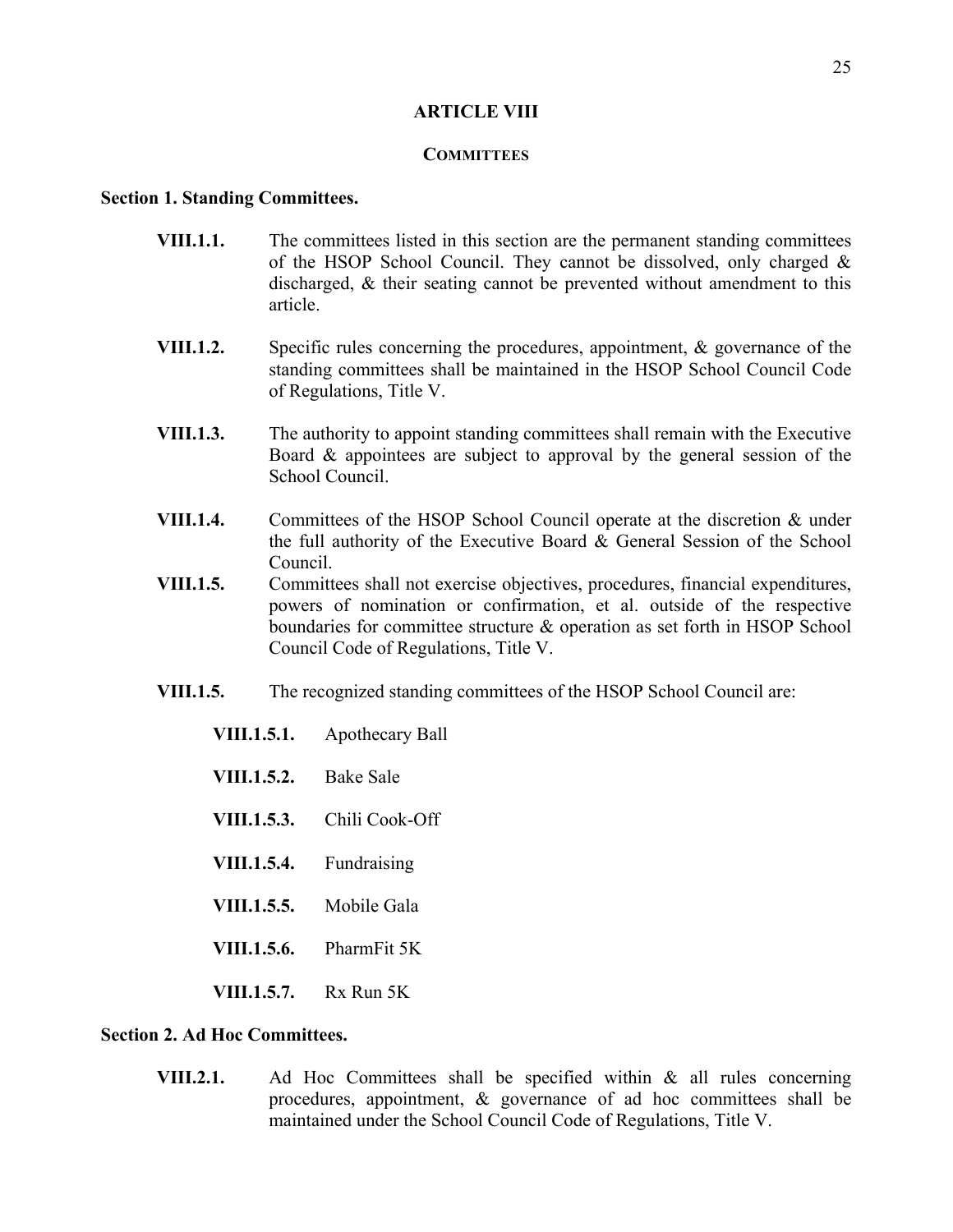# ARTICLE VIII

## COMMITTEES

### Section 1. Standing Committees.

**VIII.1.1.** The committees listed in this section are the permanent standing committees of the HSOP School Council. They cannot be dissolved, only charged & discharged, & their seating cannot be prevented without amendment to this article.

**VIII.1.2.** Specific rules concerning the procedures, appointment, & governance of the standing committees shall be maintained in the HSOP School Council Code of Regulations, Title V.

**VIII.1.3.** The authority to appoint standing committees shall remain with the Executive Board & appointees are subject to approval by the general session of the School Council.

**VIII.1.4.** Committees of the HSOP School Council operate at the discretion & under the full authority of the Executive Board & General Session of the School Council.

**VIII.1.5.** Committees shall not exercise objectives, procedures, financial expenditures, powers of nomination or confirmation, et al. outside of the respective boundaries for committee structure & operation as set forth in HSOP School Council Code of Regulations, Title V.

**VIII.1.5.** The recognized standing committees of the HSOP School Council are:

- **VIII.1.5.1.** Apothecary Ball
- **VIII.1.5.2.** Bake Sale
- **VIII.1.5.3.** Chili Cook-Off
- **VIII.1.5.4.** Fundraising
- **VIII.1.5.5.** Mobile Gala
- **VIII.1.5.6.** PharmFit 5K
- **VIII.1.5.7.** Rx Run 5K

### Section 2. Ad Hoc Committees.

**VIII.2.1.** Ad Hoc Committees shall be specified within & all rules concerning procedures, appointment, & governance of ad hoc committees shall be maintained under the School Council Code of Regulations, Title V.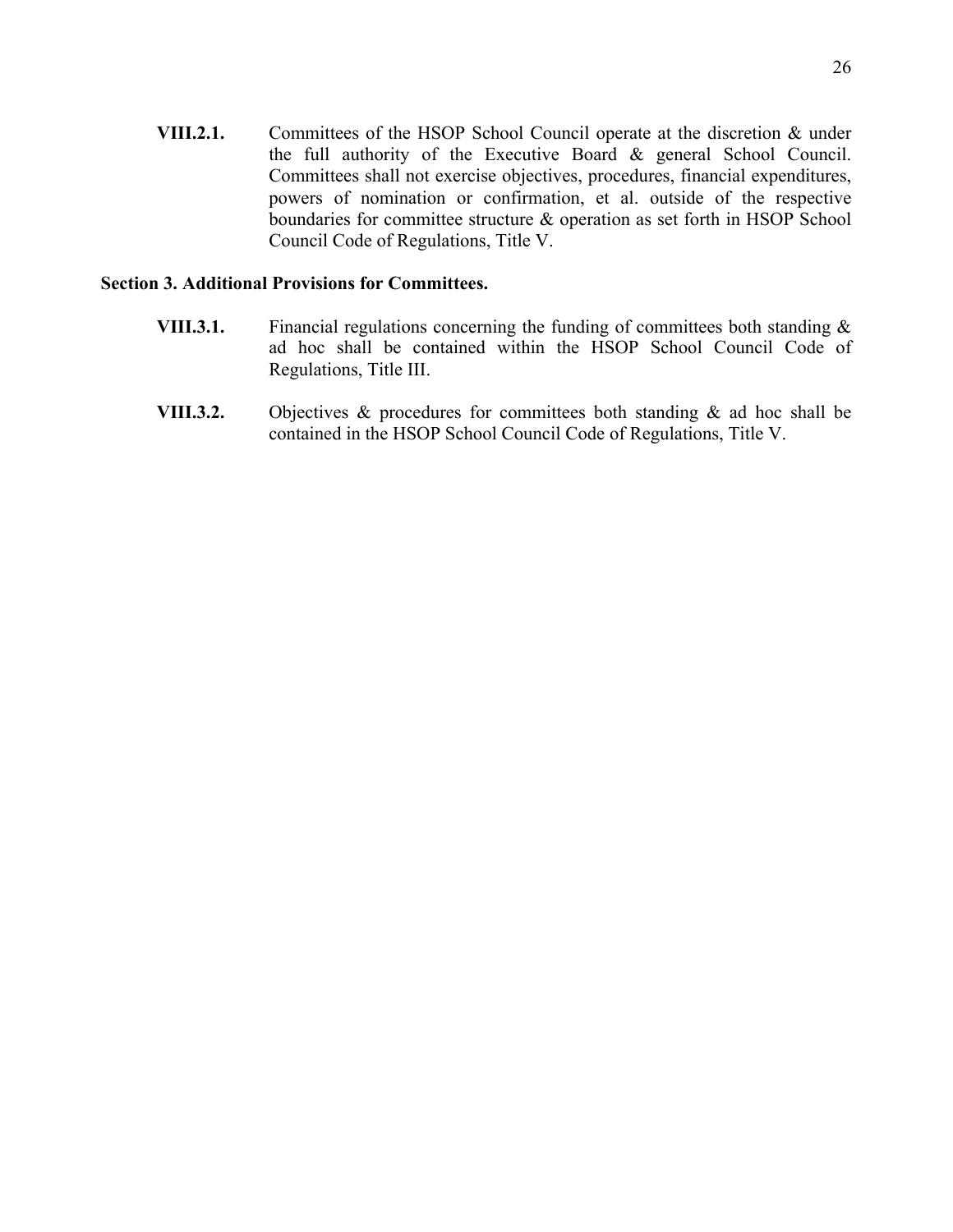**VIII.2.1.** Committees of the HSOP School Council operate at the discretion & under the full authority of the Executive Board & general School Council. Committees shall not exercise objectives, procedures, financial expenditures, powers of nomination or confirmation, et al. outside of the respective boundaries for committee structure & operation as set forth in HSOP School Council Code of Regulations, Title V.

### Section 3. Additional Provisions for Committees.

**VIII.3.1.** Financial regulations concerning the funding of committees both standing & ad hoc shall be contained within the HSOP School Council Code of Regulations, Title III.

**VIII.3.2.** Objectives & procedures for committees both standing & ad hoc shall be contained in the HSOP School Council Code of Regulations, Title V.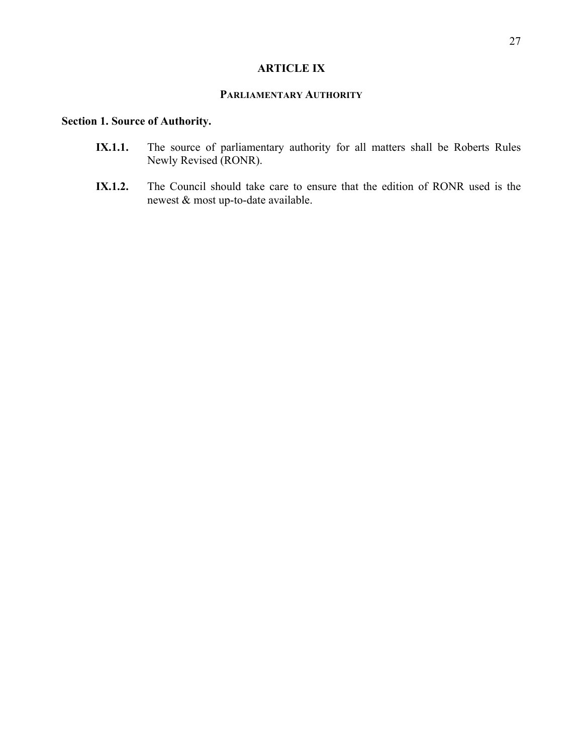# ARTICLE IX

## PARLIAMENTARY AUTHORITY

### Section 1. Source of Authority.

**IX.1.1.** The source of parliamentary authority for all matters shall be Roberts Rules Newly Revised (RONR).

**IX.1.2.** The Council should take care to ensure that the edition of RONR used is the newest & most up-to-date available.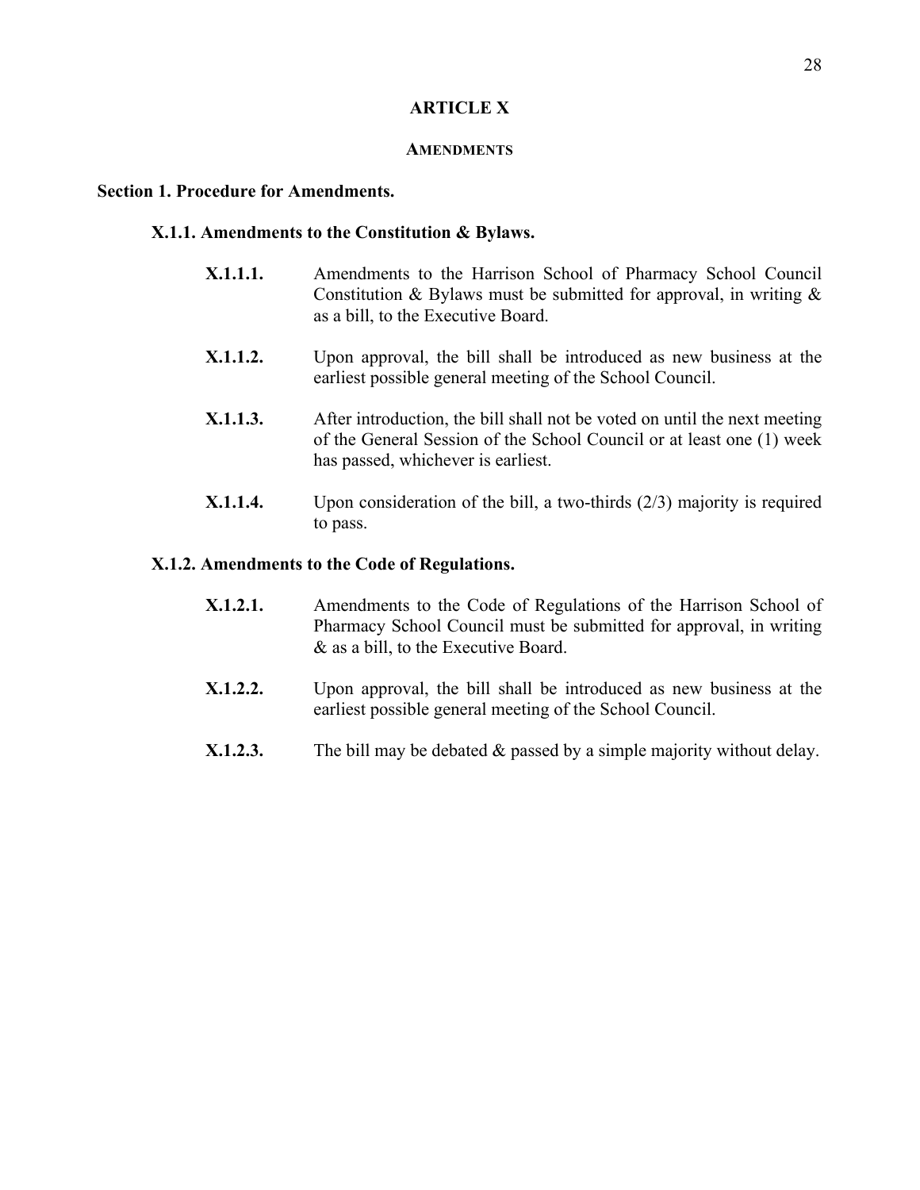# ARTICLE X

## AMENDMENTS

### Section 1. Procedure for Amendments.

#### X.1.1. Amendments to the Constitution & Bylaws.

**X.1.1.1.** Amendments to the Harrison School of Pharmacy School Council Constitution & Bylaws must be submitted for approval, in writing & as a bill, to the Executive Board.

**X.1.1.2.** Upon approval, the bill shall be introduced as new business at the earliest possible general meeting of the School Council.

**X.1.1.3.** After introduction, the bill shall not be voted on until the next meeting of the General Session of the School Council or at least one (1) week has passed, whichever is earliest.

**X.1.1.4.** Upon consideration of the bill, a two-thirds (2/3) majority is required to pass.

#### X.1.2. Amendments to the Code of Regulations.

**X.1.2.1.** Amendments to the Code of Regulations of the Harrison School of Pharmacy School Council must be submitted for approval, in writing & as a bill, to the Executive Board.

**X.1.2.2.** Upon approval, the bill shall be introduced as new business at the earliest possible general meeting of the School Council.

**X.1.2.3.** The bill may be debated & passed by a simple majority without delay.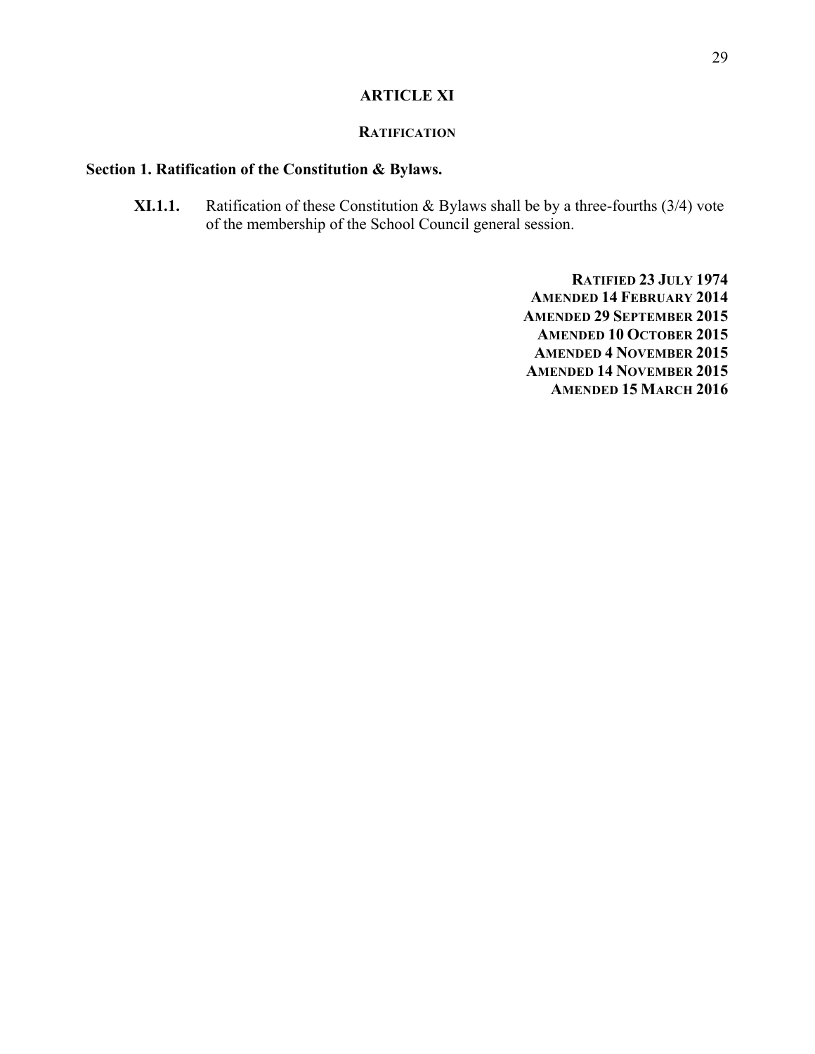# ARTICLE XI

## RATIFICATION

### Section 1. Ratification of the Constitution & Bylaws.

**XI.1.1.** Ratification of these Constitution & Bylaws shall be by a three-fourths (3/4) vote of the membership of the School Council general session.

**RATIFIED 23 JULY 1974**
**AMENDED 14 FEBRUARY 2014**
**AMENDED 29 SEPTEMBER 2015**
**AMENDED 10 OCTOBER 2015**
**AMENDED 4 NOVEMBER 2015**
**AMENDED 14 NOVEMBER 2015**
**AMENDED 15 MARCH 2016**